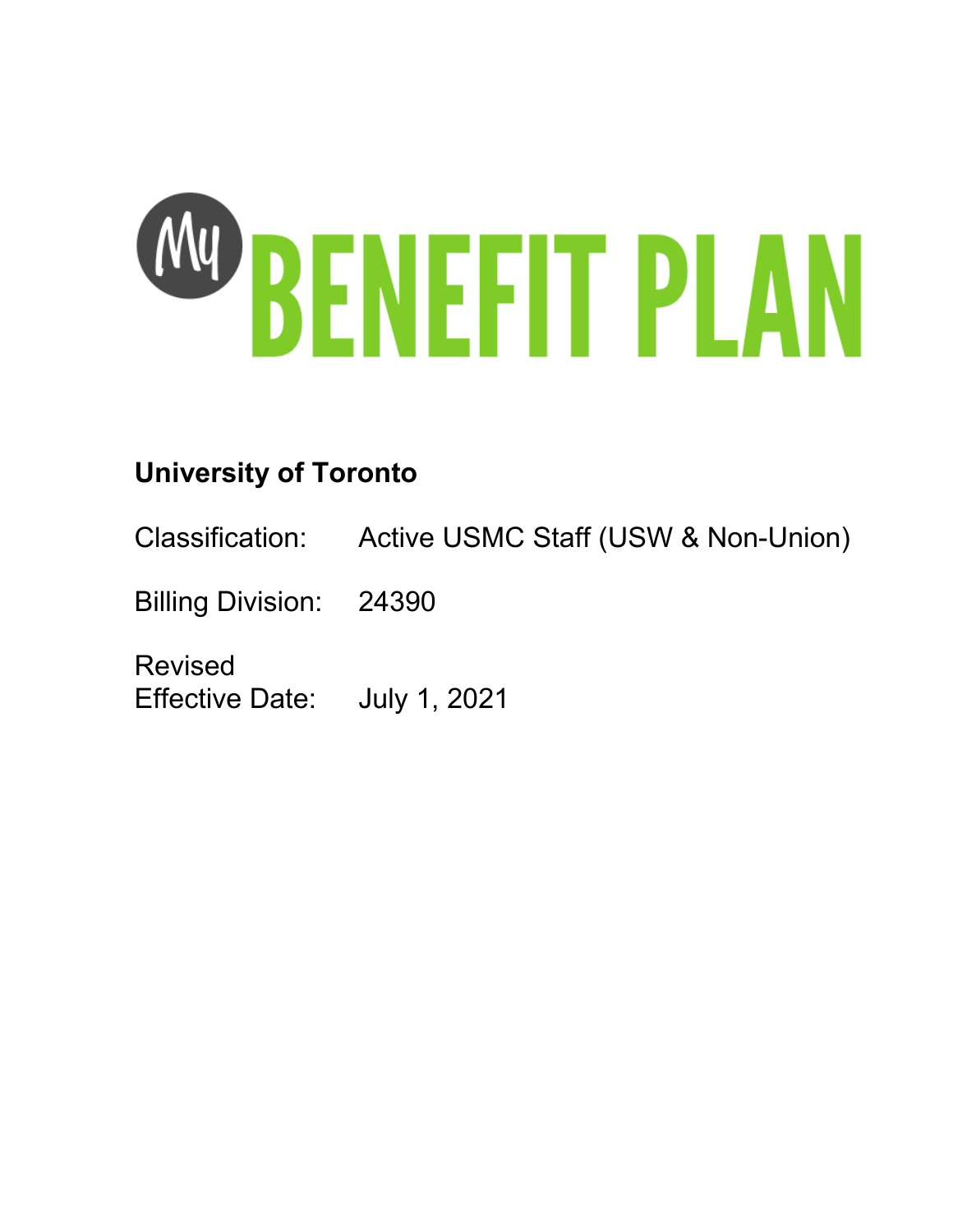# My BENEFIT PLAN

**University of Toronto**

Classification: Active USMC Staff (USW & Non-Union)

Billing Division: 24390

Revised Effective Date: July 1, 2021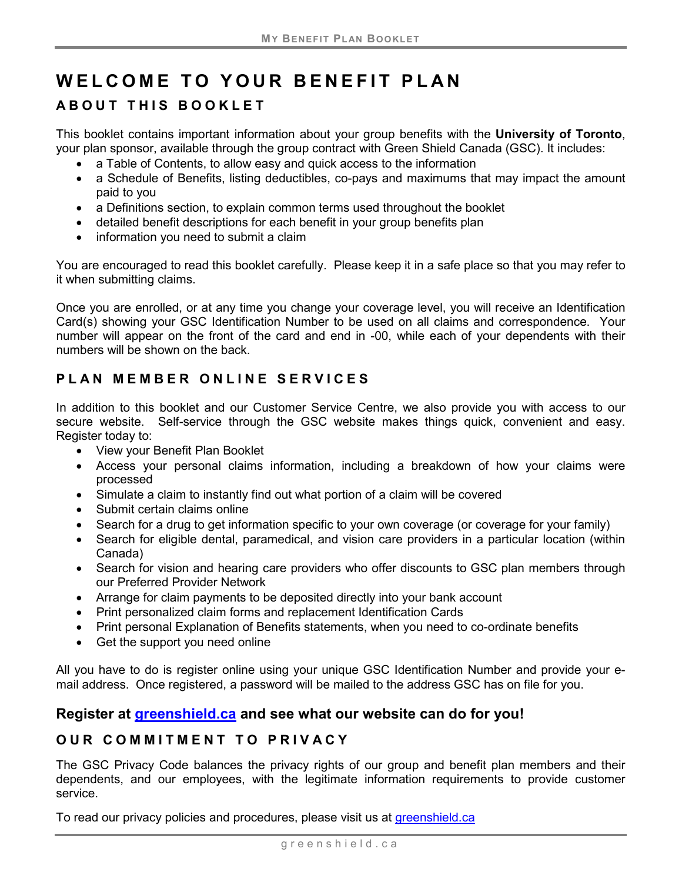# WELCOME TO YOUR BENEFIT PLAN

## ABOUT THIS BOOKLET

This booklet contains important information about your group benefits with the **University of Toronto**, your plan sponsor, available through the group contract with Green Shield Canada (GSC). It includes:

- a Table of Contents, to allow easy and quick access to the information
- a Schedule of Benefits, listing deductibles, co-pays and maximums that may impact the amount paid to you
- a Definitions section, to explain common terms used throughout the booklet
- detailed benefit descriptions for each benefit in your group benefits plan
- information you need to submit a claim

You are encouraged to read this booklet carefully. Please keep it in a safe place so that you may refer to it when submitting claims.

Once you are enrolled, or at any time you change your coverage level, you will receive an Identification Card(s) showing your GSC Identification Number to be used on all claims and correspondence. Your number will appear on the front of the card and end in -00, while each of your dependents with their numbers will be shown on the back.

## PLAN MEMBER ONLINE SERVICES

In addition to this booklet and our Customer Service Centre, we also provide you with access to our secure website. Self-service through the GSC website makes things quick, convenient and easy. Register today to:

- View your Benefit Plan Booklet
- Access your personal claims information, including a breakdown of how your claims were processed
- Simulate a claim to instantly find out what portion of a claim will be covered
- Submit certain claims online
- Search for a drug to get information specific to your own coverage (or coverage for your family)
- Search for eligible dental, paramedical, and vision care providers in a particular location (within Canada)
- Search for vision and hearing care providers who offer discounts to GSC plan members through our Preferred Provider Network
- Arrange for claim payments to be deposited directly into your bank account
- Print personalized claim forms and replacement Identification Cards
- Print personal Explanation of Benefits statements, when you need to co-ordinate benefits
- Get the support you need online

All you have to do is register online using your unique GSC Identification Number and provide your e-mail address. Once registered, a password will be mailed to the address GSC has on file for you.

### Register at greenshield.ca and see what our website can do for you!

## OUR COMMITMENT TO PRIVACY

The GSC Privacy Code balances the privacy rights of our group and benefit plan members and their dependents, and our employees, with the legitimate information requirements to provide customer service.

To read our privacy policies and procedures, please visit us at greenshield.ca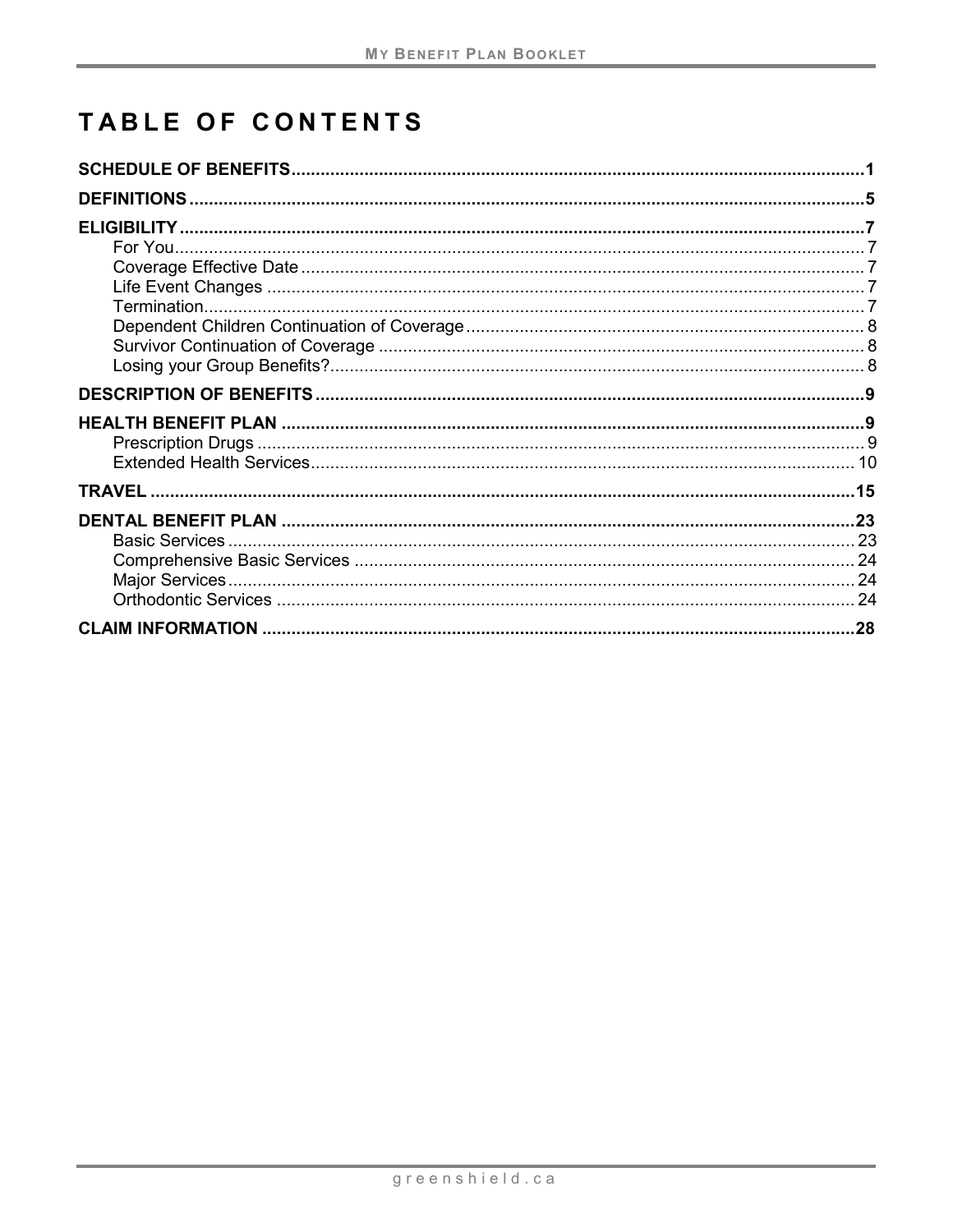# TABLE OF CONTENTS

**SCHEDULE OF BENEFITS** .......... **1**

**DEFINITIONS** .......... **5**

**ELIGIBILITY** .......... **7**
- For You .......... 7
- Coverage Effective Date .......... 7
- Life Event Changes .......... 7
- Termination .......... 7
- Dependent Children Continuation of Coverage .......... 8
- Survivor Continuation of Coverage .......... 8
- Losing your Group Benefits? .......... 8

**DESCRIPTION OF BENEFITS** .......... **9**

**HEALTH BENEFIT PLAN** .......... **9**
- Prescription Drugs .......... 9
- Extended Health Services .......... 10

**TRAVEL** .......... **15**

**DENTAL BENEFIT PLAN** .......... **23**
- Basic Services .......... 23
- Comprehensive Basic Services .......... 24
- Major Services .......... 24
- Orthodontic Services .......... 24

**CLAIM INFORMATION** .......... **28**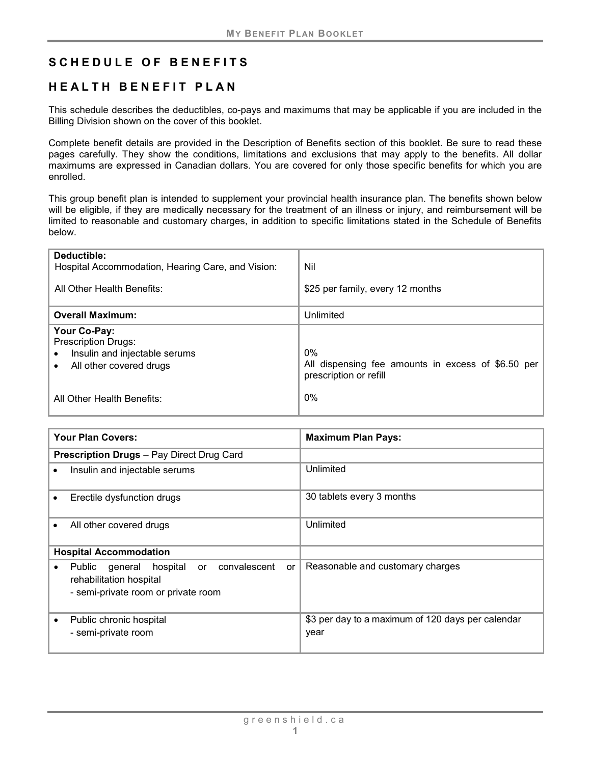# SCHEDULE OF BENEFITS

## HEALTH BENEFIT PLAN

This schedule describes the deductibles, co-pays and maximums that may be applicable if you are included in the Billing Division shown on the cover of this booklet.

Complete benefit details are provided in the Description of Benefits section of this booklet. Be sure to read these pages carefully. They show the conditions, limitations and exclusions that may apply to the benefits. All dollar maximums are expressed in Canadian dollars. You are covered for only those specific benefits for which you are enrolled.

This group benefit plan is intended to supplement your provincial health insurance plan. The benefits shown below will be eligible, if they are medically necessary for the treatment of an illness or injury, and reimbursement will be limited to reasonable and customary charges, in addition to specific limitations stated in the Schedule of Benefits below.

| | |
|---|---|
| **Deductible:** | |
| Hospital Accommodation, Hearing Care, and Vision: | Nil |
| All Other Health Benefits: | $25 per family, every 12 months |
| **Overall Maximum:** | Unlimited |
| **Your Co-Pay:** | |
| Prescription Drugs: | |
| • Insulin and injectable serums | 0% |
| • All other covered drugs | All dispensing fee amounts in excess of $6.50 per prescription or refill |
| All Other Health Benefits: | 0% |

| Your Plan Covers: | Maximum Plan Pays: |
|---|---|
| **Prescription Drugs** – Pay Direct Drug Card | |
| • Insulin and injectable serums | Unlimited |
| • Erectile dysfunction drugs | 30 tablets every 3 months |
| • All other covered drugs | Unlimited |
| **Hospital Accommodation** | |
| • Public general hospital or convalescent or rehabilitation hospital<br>- semi-private room or private room | Reasonable and customary charges |
| • Public chronic hospital<br>- semi-private room | $3 per day to a maximum of 120 days per calendar year |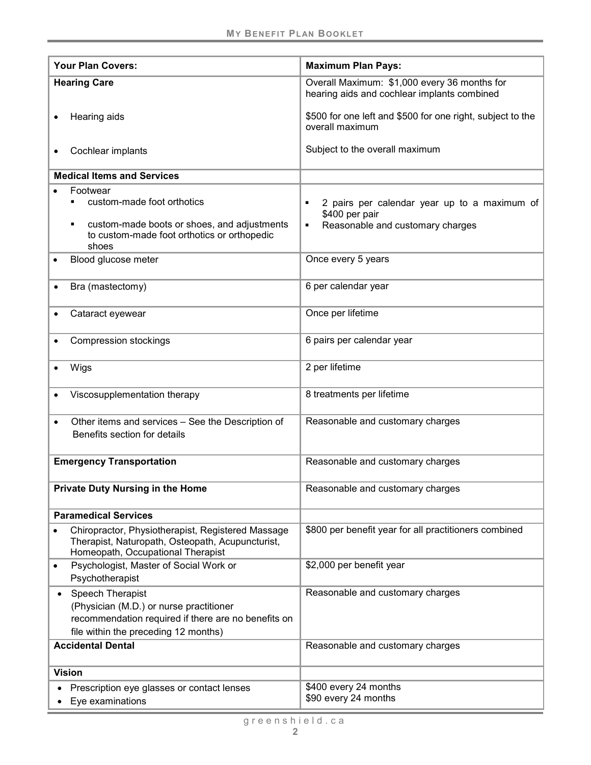| Your Plan Covers: | Maximum Plan Pays: |
| --- | --- |
| **Hearing Care** | Overall Maximum: $1,000 every 36 months for hearing aids and cochlear implants combined |
| • Hearing aids | $500 for one left and $500 for one right, subject to the overall maximum |
| • Cochlear implants | Subject to the overall maximum |
| **Medical Items and Services** | |
| • Footwear<br>▪ custom-made foot orthotics<br>▪ custom-made boots or shoes, and adjustments to custom-made foot orthotics or orthopedic shoes | ▪ 2 pairs per calendar year up to a maximum of $400 per pair<br>▪ Reasonable and customary charges |
| • Blood glucose meter | Once every 5 years |
| • Bra (mastectomy) | 6 per calendar year |
| • Cataract eyewear | Once per lifetime |
| • Compression stockings | 6 pairs per calendar year |
| • Wigs | 2 per lifetime |
| • Viscosupplementation therapy | 8 treatments per lifetime |
| • Other items and services – See the Description of Benefits section for details | Reasonable and customary charges |
| **Emergency Transportation** | Reasonable and customary charges |
| **Private Duty Nursing in the Home** | Reasonable and customary charges |
| **Paramedical Services** | |
| • Chiropractor, Physiotherapist, Registered Massage Therapist, Naturopath, Osteopath, Acupuncturist, Homeopath, Occupational Therapist | $800 per benefit year for all practitioners combined |
| • Psychologist, Master of Social Work or Psychotherapist | $2,000 per benefit year |
| • Speech Therapist (Physician (M.D.) or nurse practitioner recommendation required if there are no benefits on file within the preceding 12 months) | Reasonable and customary charges |
| **Accidental Dental** | Reasonable and customary charges |
| **Vision** | |
| • Prescription eye glasses or contact lenses<br>• Eye examinations | $400 every 24 months<br>$90 every 24 months |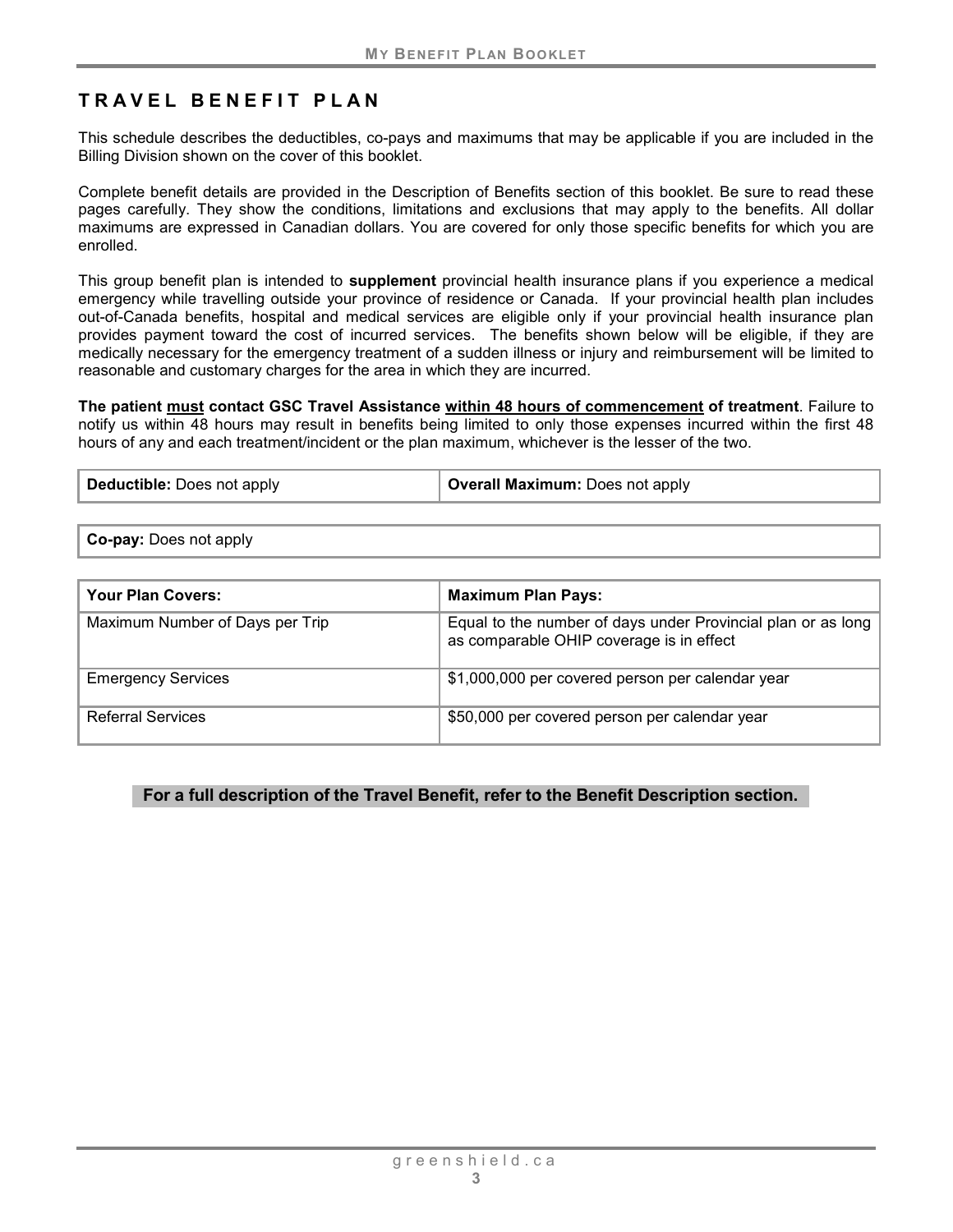## TRAVEL BENEFIT PLAN

This schedule describes the deductibles, co-pays and maximums that may be applicable if you are included in the Billing Division shown on the cover of this booklet.

Complete benefit details are provided in the Description of Benefits section of this booklet. Be sure to read these pages carefully. They show the conditions, limitations and exclusions that may apply to the benefits. All dollar maximums are expressed in Canadian dollars. You are covered for only those specific benefits for which you are enrolled.

This group benefit plan is intended to **supplement** provincial health insurance plans if you experience a medical emergency while travelling outside your province of residence or Canada. If your provincial health plan includes out-of-Canada benefits, hospital and medical services are eligible only if your provincial health insurance plan provides payment toward the cost of incurred services. The benefits shown below will be eligible, if they are medically necessary for the emergency treatment of a sudden illness or injury and reimbursement will be limited to reasonable and customary charges for the area in which they are incurred.

**The patient <u>must</u> contact GSC Travel Assistance <u>within 48 hours of commencement</u> of treatment**. Failure to notify us within 48 hours may result in benefits being limited to only those expenses incurred within the first 48 hours of any and each treatment/incident or the plan maximum, whichever is the lesser of the two.

| **Deductible:** Does not apply | **Overall Maximum:** Does not apply |
|---|---|

| **Co-pay:** Does not apply |
|---|

| **Your Plan Covers:** | **Maximum Plan Pays:** |
|---|---|
| Maximum Number of Days per Trip | Equal to the number of days under Provincial plan or as long as comparable OHIP coverage is in effect |
| Emergency Services | $1,000,000 per covered person per calendar year |
| Referral Services | $50,000 per covered person per calendar year |

**For a full description of the Travel Benefit, refer to the Benefit Description section.**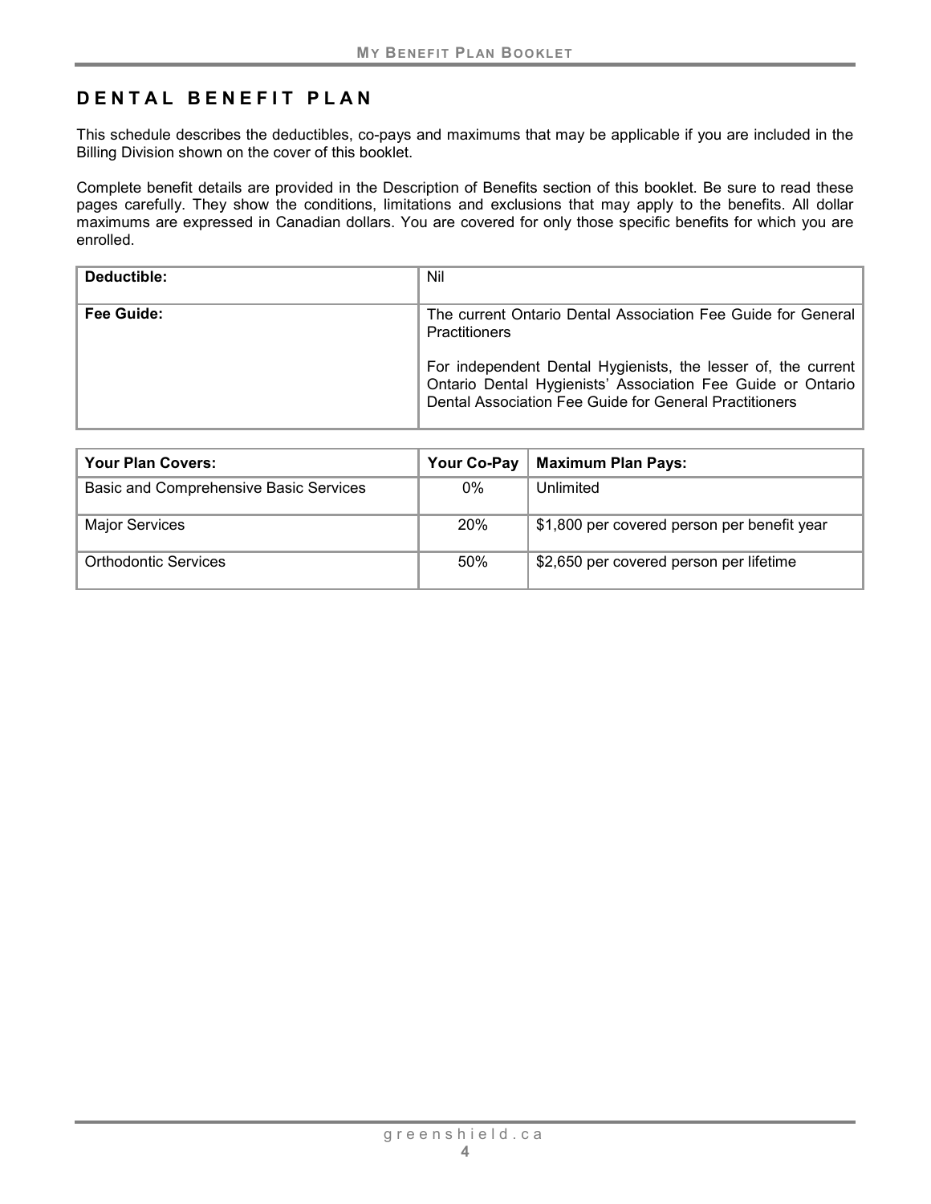# DENTAL BENEFIT PLAN

This schedule describes the deductibles, co-pays and maximums that may be applicable if you are included in the Billing Division shown on the cover of this booklet.

Complete benefit details are provided in the Description of Benefits section of this booklet. Be sure to read these pages carefully. They show the conditions, limitations and exclusions that may apply to the benefits. All dollar maximums are expressed in Canadian dollars. You are covered for only those specific benefits for which you are enrolled.

| | |
|---|---|
| **Deductible:** | Nil |
| **Fee Guide:** | The current Ontario Dental Association Fee Guide for General Practitioners<br><br>For independent Dental Hygienists, the lesser of, the current Ontario Dental Hygienists' Association Fee Guide or Ontario Dental Association Fee Guide for General Practitioners |

| Your Plan Covers: | Your Co-Pay | Maximum Plan Pays: |
|---|---|---|
| Basic and Comprehensive Basic Services | 0% | Unlimited |
| Major Services | 20% | $1,800 per covered person per benefit year |
| Orthodontic Services | 50% | $2,650 per covered person per lifetime |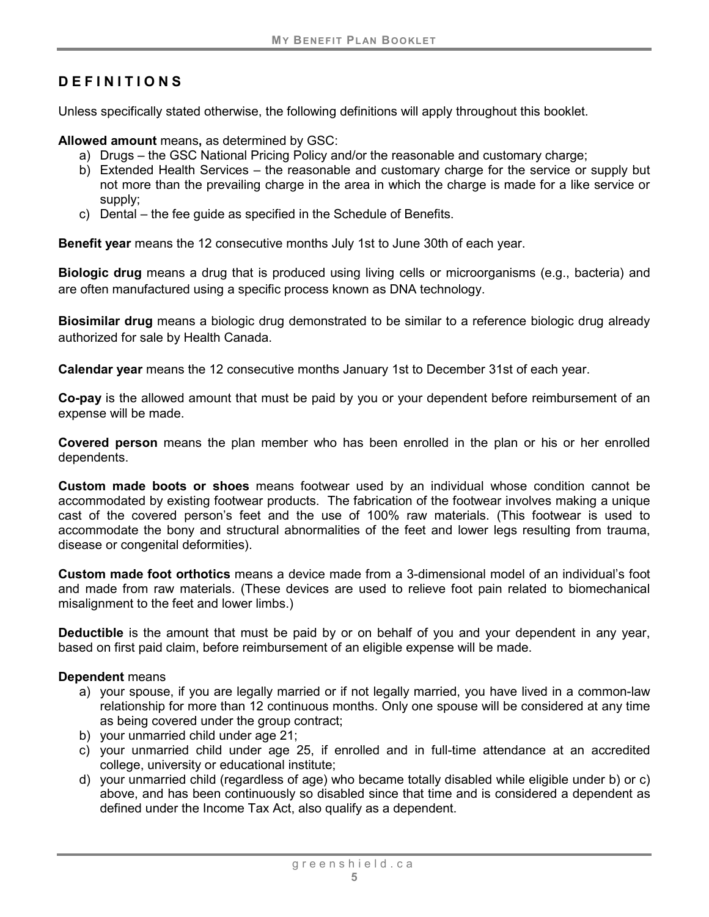## DEFINITIONS

Unless specifically stated otherwise, the following definitions will apply throughout this booklet.

**Allowed amount** means**,** as determined by GSC:

a) Drugs – the GSC National Pricing Policy and/or the reasonable and customary charge;
b) Extended Health Services – the reasonable and customary charge for the service or supply but not more than the prevailing charge in the area in which the charge is made for a like service or supply;
c) Dental – the fee guide as specified in the Schedule of Benefits.

**Benefit year** means the 12 consecutive months July 1st to June 30th of each year.

**Biologic drug** means a drug that is produced using living cells or microorganisms (e.g., bacteria) and are often manufactured using a specific process known as DNA technology.

**Biosimilar drug** means a biologic drug demonstrated to be similar to a reference biologic drug already authorized for sale by Health Canada.

**Calendar year** means the 12 consecutive months January 1st to December 31st of each year.

**Co-pay** is the allowed amount that must be paid by you or your dependent before reimbursement of an expense will be made.

**Covered person** means the plan member who has been enrolled in the plan or his or her enrolled dependents.

**Custom made boots or shoes** means footwear used by an individual whose condition cannot be accommodated by existing footwear products. The fabrication of the footwear involves making a unique cast of the covered person's feet and the use of 100% raw materials. (This footwear is used to accommodate the bony and structural abnormalities of the feet and lower legs resulting from trauma, disease or congenital deformities).

**Custom made foot orthotics** means a device made from a 3-dimensional model of an individual's foot and made from raw materials. (These devices are used to relieve foot pain related to biomechanical misalignment to the feet and lower limbs.)

**Deductible** is the amount that must be paid by or on behalf of you and your dependent in any year, based on first paid claim, before reimbursement of an eligible expense will be made.

**Dependent** means

a) your spouse, if you are legally married or if not legally married, you have lived in a common-law relationship for more than 12 continuous months. Only one spouse will be considered at any time as being covered under the group contract;
b) your unmarried child under age 21;
c) your unmarried child under age 25, if enrolled and in full-time attendance at an accredited college, university or educational institute;
d) your unmarried child (regardless of age) who became totally disabled while eligible under b) or c) above, and has been continuously so disabled since that time and is considered a dependent as defined under the Income Tax Act, also qualify as a dependent.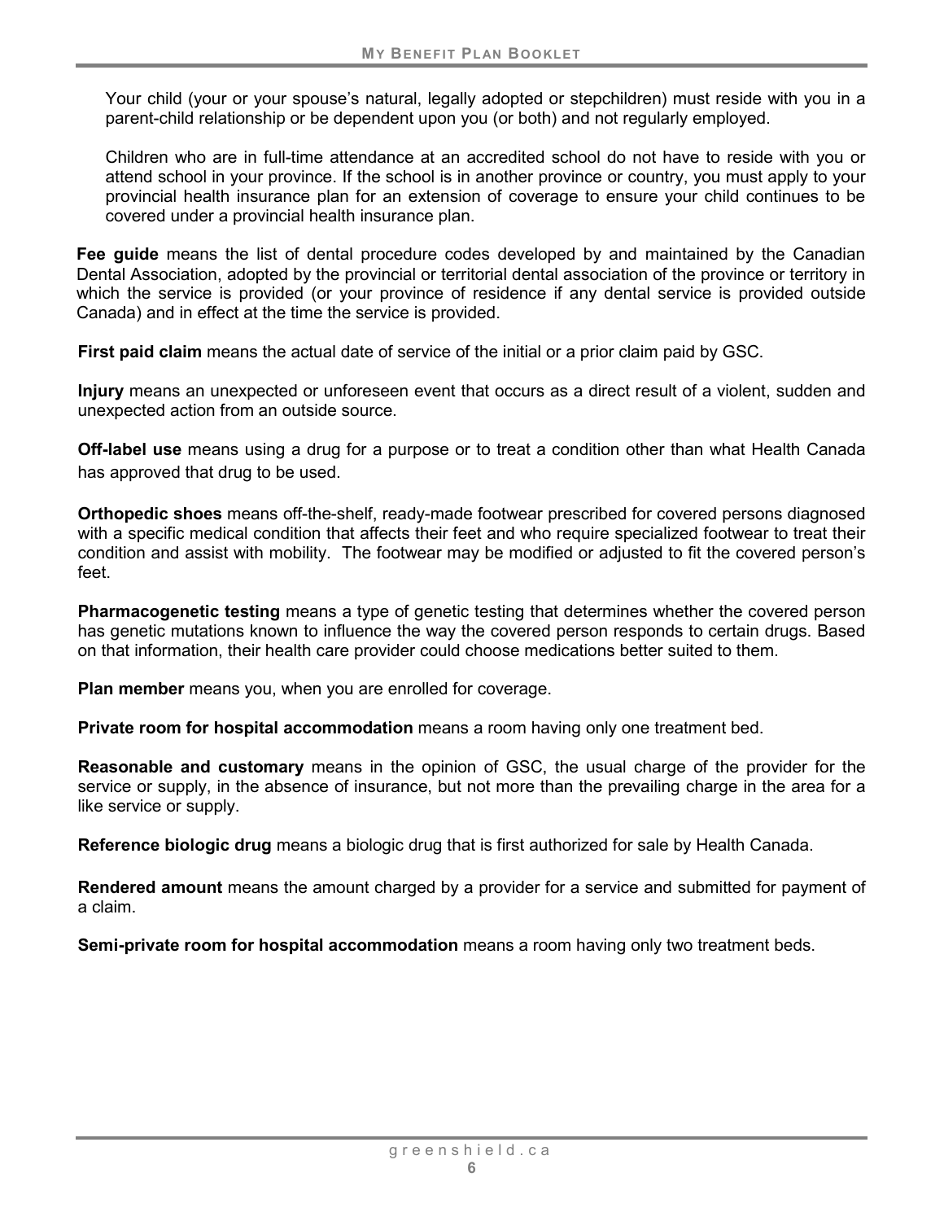Your child (your or your spouse's natural, legally adopted or stepchildren) must reside with you in a parent-child relationship or be dependent upon you (or both) and not regularly employed.

Children who are in full-time attendance at an accredited school do not have to reside with you or attend school in your province. If the school is in another province or country, you must apply to your provincial health insurance plan for an extension of coverage to ensure your child continues to be covered under a provincial health insurance plan.

**Fee guide** means the list of dental procedure codes developed by and maintained by the Canadian Dental Association, adopted by the provincial or territorial dental association of the province or territory in which the service is provided (or your province of residence if any dental service is provided outside Canada) and in effect at the time the service is provided.

**First paid claim** means the actual date of service of the initial or a prior claim paid by GSC.

**Injury** means an unexpected or unforeseen event that occurs as a direct result of a violent, sudden and unexpected action from an outside source.

**Off-label use** means using a drug for a purpose or to treat a condition other than what Health Canada has approved that drug to be used.

**Orthopedic shoes** means off-the-shelf, ready-made footwear prescribed for covered persons diagnosed with a specific medical condition that affects their feet and who require specialized footwear to treat their condition and assist with mobility. The footwear may be modified or adjusted to fit the covered person's feet.

**Pharmacogenetic testing** means a type of genetic testing that determines whether the covered person has genetic mutations known to influence the way the covered person responds to certain drugs. Based on that information, their health care provider could choose medications better suited to them.

**Plan member** means you, when you are enrolled for coverage.

**Private room for hospital accommodation** means a room having only one treatment bed.

**Reasonable and customary** means in the opinion of GSC, the usual charge of the provider for the service or supply, in the absence of insurance, but not more than the prevailing charge in the area for a like service or supply.

**Reference biologic drug** means a biologic drug that is first authorized for sale by Health Canada.

**Rendered amount** means the amount charged by a provider for a service and submitted for payment of a claim.

**Semi-private room for hospital accommodation** means a room having only two treatment beds.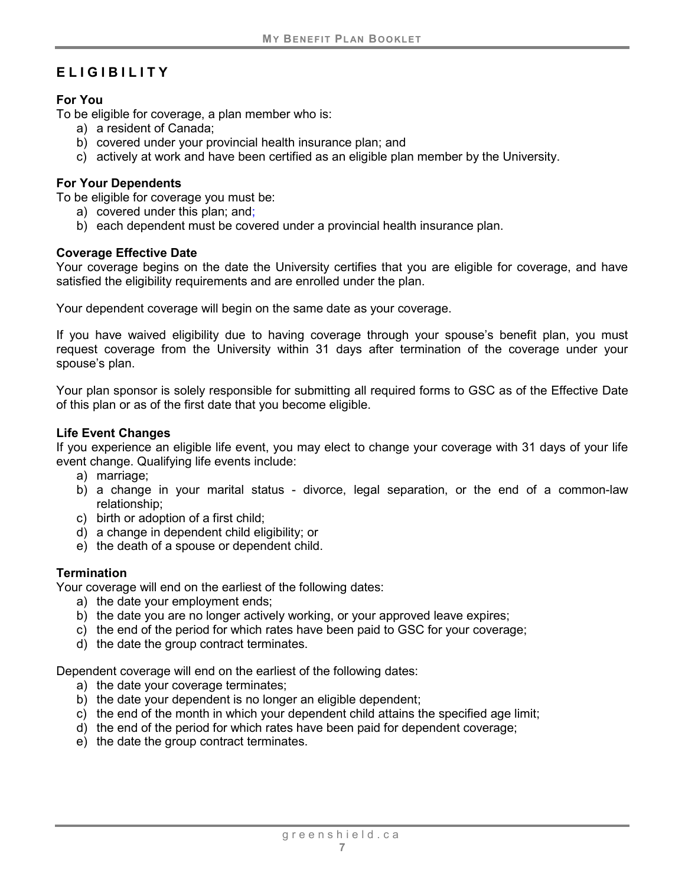## ELIGIBILITY

### For You

To be eligible for coverage, a plan member who is:

a) a resident of Canada;
b) covered under your provincial health insurance plan; and
c) actively at work and have been certified as an eligible plan member by the University.

### For Your Dependents

To be eligible for coverage you must be:

a) covered under this plan; and;
b) each dependent must be covered under a provincial health insurance plan.

### Coverage Effective Date

Your coverage begins on the date the University certifies that you are eligible for coverage, and have satisfied the eligibility requirements and are enrolled under the plan.

Your dependent coverage will begin on the same date as your coverage.

If you have waived eligibility due to having coverage through your spouse's benefit plan, you must request coverage from the University within 31 days after termination of the coverage under your spouse's plan.

Your plan sponsor is solely responsible for submitting all required forms to GSC as of the Effective Date of this plan or as of the first date that you become eligible.

### Life Event Changes

If you experience an eligible life event, you may elect to change your coverage with 31 days of your life event change. Qualifying life events include:

a) marriage;
b) a change in your marital status - divorce, legal separation, or the end of a common-law relationship;
c) birth or adoption of a first child;
d) a change in dependent child eligibility; or
e) the death of a spouse or dependent child.

### Termination

Your coverage will end on the earliest of the following dates:

a) the date your employment ends;
b) the date you are no longer actively working, or your approved leave expires;
c) the end of the period for which rates have been paid to GSC for your coverage;
d) the date the group contract terminates.

Dependent coverage will end on the earliest of the following dates:

a) the date your coverage terminates;
b) the date your dependent is no longer an eligible dependent;
c) the end of the month in which your dependent child attains the specified age limit;
d) the end of the period for which rates have been paid for dependent coverage;
e) the date the group contract terminates.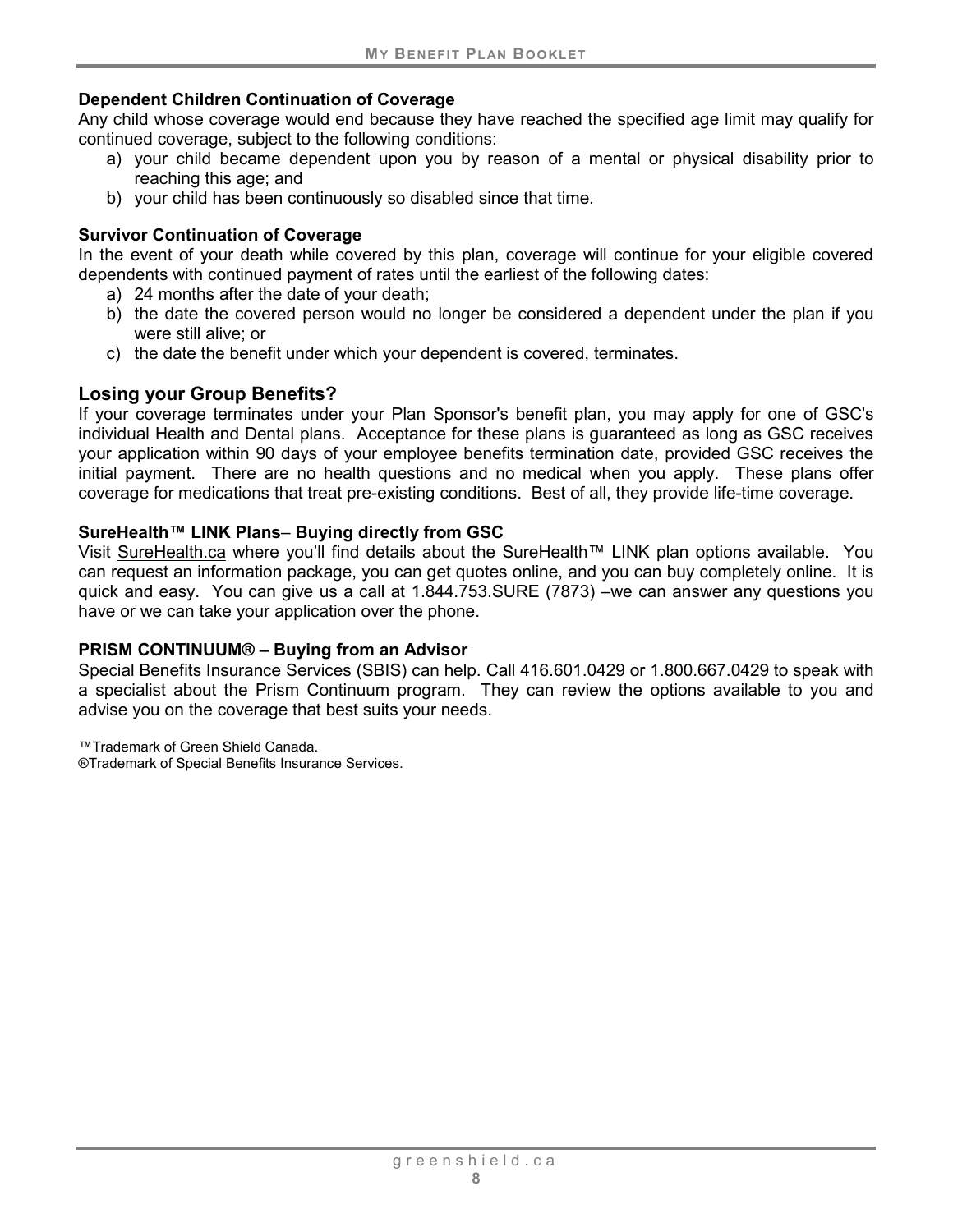### Dependent Children Continuation of Coverage

Any child whose coverage would end because they have reached the specified age limit may qualify for continued coverage, subject to the following conditions:

a) your child became dependent upon you by reason of a mental or physical disability prior to reaching this age; and
b) your child has been continuously so disabled since that time.

### Survivor Continuation of Coverage

In the event of your death while covered by this plan, coverage will continue for your eligible covered dependents with continued payment of rates until the earliest of the following dates:

a) 24 months after the date of your death;
b) the date the covered person would no longer be considered a dependent under the plan if you were still alive; or
c) the date the benefit under which your dependent is covered, terminates.

## Losing your Group Benefits?

If your coverage terminates under your Plan Sponsor's benefit plan, you may apply for one of GSC's individual Health and Dental plans. Acceptance for these plans is guaranteed as long as GSC receives your application within 90 days of your employee benefits termination date, provided GSC receives the initial payment. There are no health questions and no medical when you apply. These plans offer coverage for medications that treat pre-existing conditions. Best of all, they provide life-time coverage.

### SureHealth™ LINK Plans– Buying directly from GSC

Visit SureHealth.ca where you'll find details about the SureHealth™ LINK plan options available. You can request an information package, you can get quotes online, and you can buy completely online. It is quick and easy. You can give us a call at 1.844.753.SURE (7873) –we can answer any questions you have or we can take your application over the phone.

### PRISM CONTINUUM® – Buying from an Advisor

Special Benefits Insurance Services (SBIS) can help. Call 416.601.0429 or 1.800.667.0429 to speak with a specialist about the Prism Continuum program. They can review the options available to you and advise you on the coverage that best suits your needs.

™Trademark of Green Shield Canada.
®Trademark of Special Benefits Insurance Services.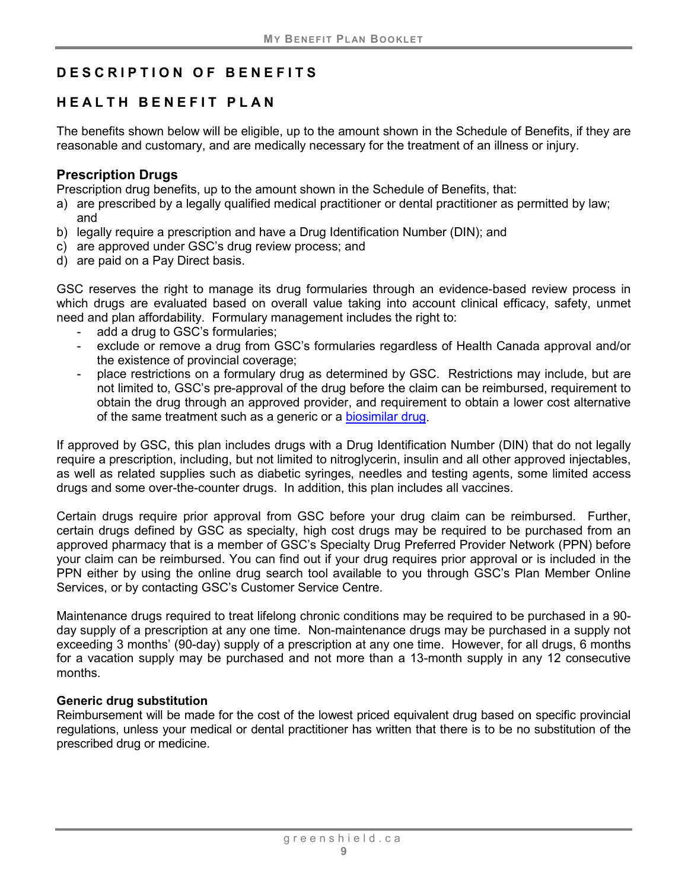# DESCRIPTION OF BENEFITS

## HEALTH BENEFIT PLAN

The benefits shown below will be eligible, up to the amount shown in the Schedule of Benefits, if they are reasonable and customary, and are medically necessary for the treatment of an illness or injury.

### Prescription Drugs

Prescription drug benefits, up to the amount shown in the Schedule of Benefits, that:

a) are prescribed by a legally qualified medical practitioner or dental practitioner as permitted by law; and
b) legally require a prescription and have a Drug Identification Number (DIN); and
c) are approved under GSC's drug review process; and
d) are paid on a Pay Direct basis.

GSC reserves the right to manage its drug formularies through an evidence-based review process in which drugs are evaluated based on overall value taking into account clinical efficacy, safety, unmet need and plan affordability. Formulary management includes the right to:

- add a drug to GSC's formularies;
- exclude or remove a drug from GSC's formularies regardless of Health Canada approval and/or the existence of provincial coverage;
- place restrictions on a formulary drug as determined by GSC. Restrictions may include, but are not limited to, GSC's pre-approval of the drug before the claim can be reimbursed, requirement to obtain the drug through an approved provider, and requirement to obtain a lower cost alternative of the same treatment such as a generic or a biosimilar drug.

If approved by GSC, this plan includes drugs with a Drug Identification Number (DIN) that do not legally require a prescription, including, but not limited to nitroglycerin, insulin and all other approved injectables, as well as related supplies such as diabetic syringes, needles and testing agents, some limited access drugs and some over-the-counter drugs. In addition, this plan includes all vaccines.

Certain drugs require prior approval from GSC before your drug claim can be reimbursed. Further, certain drugs defined by GSC as specialty, high cost drugs may be required to be purchased from an approved pharmacy that is a member of GSC's Specialty Drug Preferred Provider Network (PPN) before your claim can be reimbursed. You can find out if your drug requires prior approval or is included in the PPN either by using the online drug search tool available to you through GSC's Plan Member Online Services, or by contacting GSC's Customer Service Centre.

Maintenance drugs required to treat lifelong chronic conditions may be required to be purchased in a 90-day supply of a prescription at any one time. Non-maintenance drugs may be purchased in a supply not exceeding 3 months' (90-day) supply of a prescription at any one time. However, for all drugs, 6 months for a vacation supply may be purchased and not more than a 13-month supply in any 12 consecutive months.

**Generic drug substitution**

Reimbursement will be made for the cost of the lowest priced equivalent drug based on specific provincial regulations, unless your medical or dental practitioner has written that there is to be no substitution of the prescribed drug or medicine.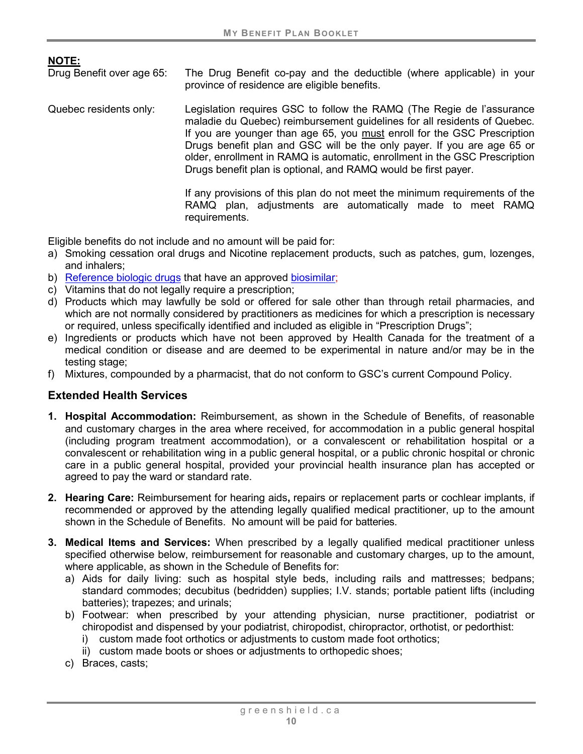**NOTE:**

Drug Benefit over age 65: The Drug Benefit co-pay and the deductible (where applicable) in your province of residence are eligible benefits.

Quebec residents only: Legislation requires GSC to follow the RAMQ (The Regie de l'assurance maladie du Quebec) reimbursement guidelines for all residents of Quebec. If you are younger than age 65, you must enroll for the GSC Prescription Drugs benefit plan and GSC will be the only payer. If you are age 65 or older, enrollment in RAMQ is automatic, enrollment in the GSC Prescription Drugs benefit plan is optional, and RAMQ would be first payer.

If any provisions of this plan do not meet the minimum requirements of the RAMQ plan, adjustments are automatically made to meet RAMQ requirements.

Eligible benefits do not include and no amount will be paid for:

a) Smoking cessation oral drugs and Nicotine replacement products, such as patches, gum, lozenges, and inhalers;
b) Reference biologic drugs that have an approved biosimilar;
c) Vitamins that do not legally require a prescription;
d) Products which may lawfully be sold or offered for sale other than through retail pharmacies, and which are not normally considered by practitioners as medicines for which a prescription is necessary or required, unless specifically identified and included as eligible in "Prescription Drugs";
e) Ingredients or products which have not been approved by Health Canada for the treatment of a medical condition or disease and are deemed to be experimental in nature and/or may be in the testing stage;
f) Mixtures, compounded by a pharmacist, that do not conform to GSC's current Compound Policy.

## Extended Health Services

1. **Hospital Accommodation:** Reimbursement, as shown in the Schedule of Benefits, of reasonable and customary charges in the area where received, for accommodation in a public general hospital (including program treatment accommodation), or a convalescent or rehabilitation hospital or a convalescent or rehabilitation wing in a public general hospital, or a public chronic hospital or chronic care in a public general hospital, provided your provincial health insurance plan has accepted or agreed to pay the ward or standard rate.

2. **Hearing Care:** Reimbursement for hearing aids, repairs or replacement parts or cochlear implants, if recommended or approved by the attending legally qualified medical practitioner, up to the amount shown in the Schedule of Benefits. No amount will be paid for batteries.

3. **Medical Items and Services:** When prescribed by a legally qualified medical practitioner unless specified otherwise below, reimbursement for reasonable and customary charges, up to the amount, where applicable, as shown in the Schedule of Benefits for:
   a) Aids for daily living: such as hospital style beds, including rails and mattresses; bedpans; standard commodes; decubitus (bedridden) supplies; I.V. stands; portable patient lifts (including batteries); trapezes; and urinals;
   b) Footwear: when prescribed by your attending physician, nurse practitioner, podiatrist or chiropodist and dispensed by your podiatrist, chiropodist, chiropractor, orthotist, or pedorthist:
      i) custom made foot orthotics or adjustments to custom made foot orthotics;
      ii) custom made boots or shoes or adjustments to orthopedic shoes;
   c) Braces, casts;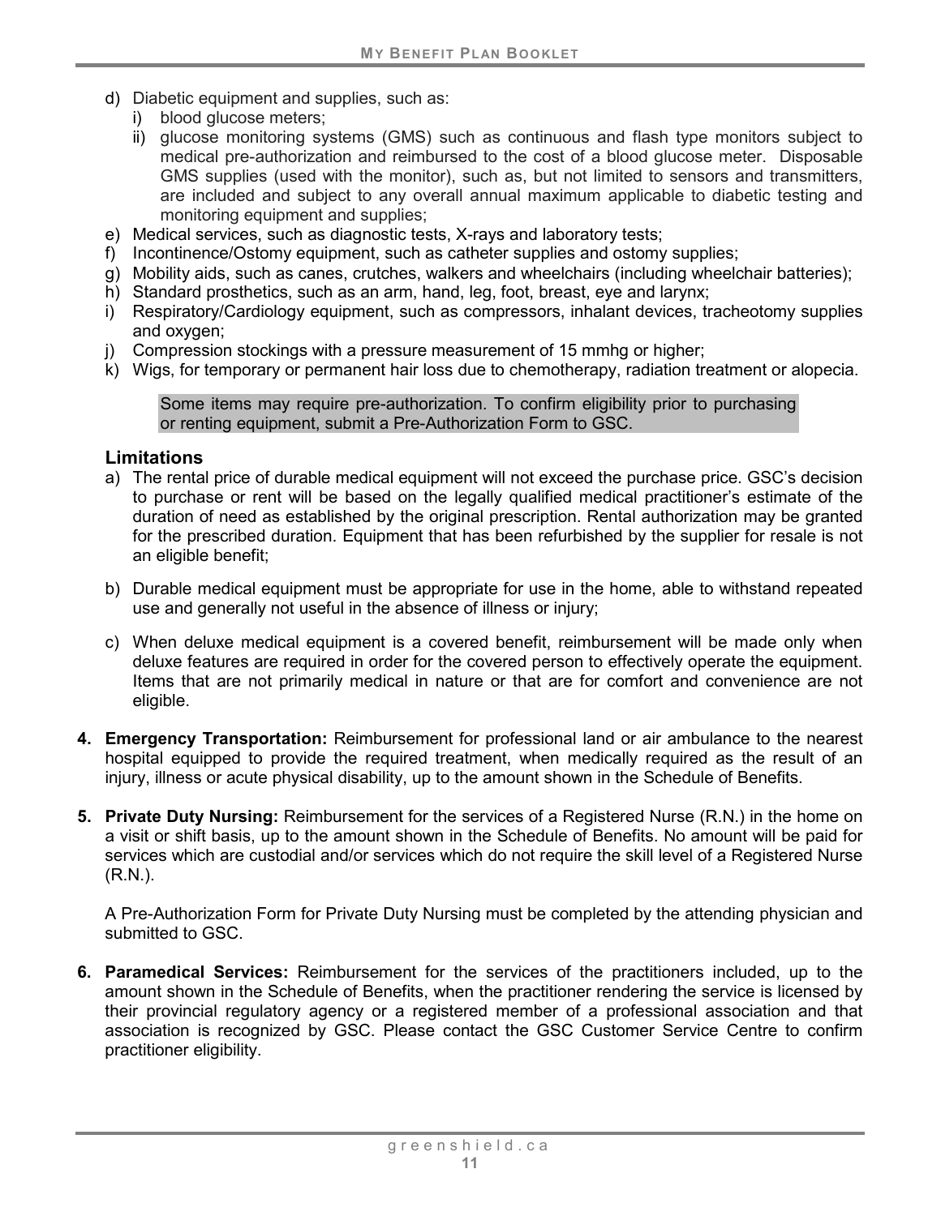d) Diabetic equipment and supplies, such as:
   i) blood glucose meters;
   ii) glucose monitoring systems (GMS) such as continuous and flash type monitors subject to medical pre-authorization and reimbursed to the cost of a blood glucose meter. Disposable GMS supplies (used with the monitor), such as, but not limited to sensors and transmitters, are included and subject to any overall annual maximum applicable to diabetic testing and monitoring equipment and supplies;
e) Medical services, such as diagnostic tests, X-rays and laboratory tests;
f) Incontinence/Ostomy equipment, such as catheter supplies and ostomy supplies;
g) Mobility aids, such as canes, crutches, walkers and wheelchairs (including wheelchair batteries);
h) Standard prosthetics, such as an arm, hand, leg, foot, breast, eye and larynx;
i) Respiratory/Cardiology equipment, such as compressors, inhalant devices, tracheotomy supplies and oxygen;
j) Compression stockings with a pressure measurement of 15 mmhg or higher;
k) Wigs, for temporary or permanent hair loss due to chemotherapy, radiation treatment or alopecia.

> Some items may require pre-authorization. To confirm eligibility prior to purchasing or renting equipment, submit a Pre-Authorization Form to GSC.

### Limitations

a) The rental price of durable medical equipment will not exceed the purchase price. GSC's decision to purchase or rent will be based on the legally qualified medical practitioner's estimate of the duration of need as established by the original prescription. Rental authorization may be granted for the prescribed duration. Equipment that has been refurbished by the supplier for resale is not an eligible benefit;

b) Durable medical equipment must be appropriate for use in the home, able to withstand repeated use and generally not useful in the absence of illness or injury;

c) When deluxe medical equipment is a covered benefit, reimbursement will be made only when deluxe features are required in order for the covered person to effectively operate the equipment. Items that are not primarily medical in nature or that are for comfort and convenience are not eligible.

4. **Emergency Transportation:** Reimbursement for professional land or air ambulance to the nearest hospital equipped to provide the required treatment, when medically required as the result of an injury, illness or acute physical disability, up to the amount shown in the Schedule of Benefits.

5. **Private Duty Nursing:** Reimbursement for the services of a Registered Nurse (R.N.) in the home on a visit or shift basis, up to the amount shown in the Schedule of Benefits. No amount will be paid for services which are custodial and/or services which do not require the skill level of a Registered Nurse (R.N.).

   A Pre-Authorization Form for Private Duty Nursing must be completed by the attending physician and submitted to GSC.

6. **Paramedical Services:** Reimbursement for the services of the practitioners included, up to the amount shown in the Schedule of Benefits, when the practitioner rendering the service is licensed by their provincial regulatory agency or a registered member of a professional association and that association is recognized by GSC. Please contact the GSC Customer Service Centre to confirm practitioner eligibility.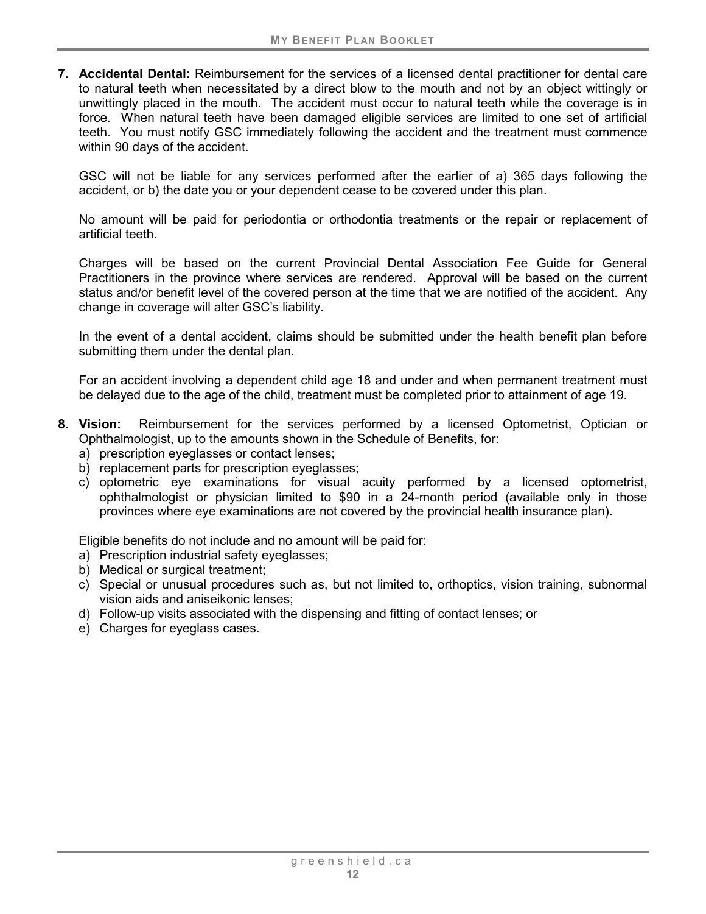7. **Accidental Dental:** Reimbursement for the services of a licensed dental practitioner for dental care to natural teeth when necessitated by a direct blow to the mouth and not by an object wittingly or unwittingly placed in the mouth. The accident must occur to natural teeth while the coverage is in force. When natural teeth have been damaged eligible services are limited to one set of artificial teeth. You must notify GSC immediately following the accident and the treatment must commence within 90 days of the accident.

   GSC will not be liable for any services performed after the earlier of a) 365 days following the accident, or b) the date you or your dependent cease to be covered under this plan.

   No amount will be paid for periodontia or orthodontia treatments or the repair or replacement of artificial teeth.

   Charges will be based on the current Provincial Dental Association Fee Guide for General Practitioners in the province where services are rendered. Approval will be based on the current status and/or benefit level of the covered person at the time that we are notified of the accident. Any change in coverage will alter GSC's liability.

   In the event of a dental accident, claims should be submitted under the health benefit plan before submitting them under the dental plan.

   For an accident involving a dependent child age 18 and under and when permanent treatment must be delayed due to the age of the child, treatment must be completed prior to attainment of age 19.

8. **Vision:** Reimbursement for the services performed by a licensed Optometrist, Optician or Ophthalmologist, up to the amounts shown in the Schedule of Benefits, for:
   a) prescription eyeglasses or contact lenses;
   b) replacement parts for prescription eyeglasses;
   c) optometric eye examinations for visual acuity performed by a licensed optometrist, ophthalmologist or physician limited to $90 in a 24-month period (available only in those provinces where eye examinations are not covered by the provincial health insurance plan).

   Eligible benefits do not include and no amount will be paid for:
   a) Prescription industrial safety eyeglasses;
   b) Medical or surgical treatment;
   c) Special or unusual procedures such as, but not limited to, orthoptics, vision training, subnormal vision aids and aniseikonic lenses;
   d) Follow-up visits associated with the dispensing and fitting of contact lenses; or
   e) Charges for eyeglass cases.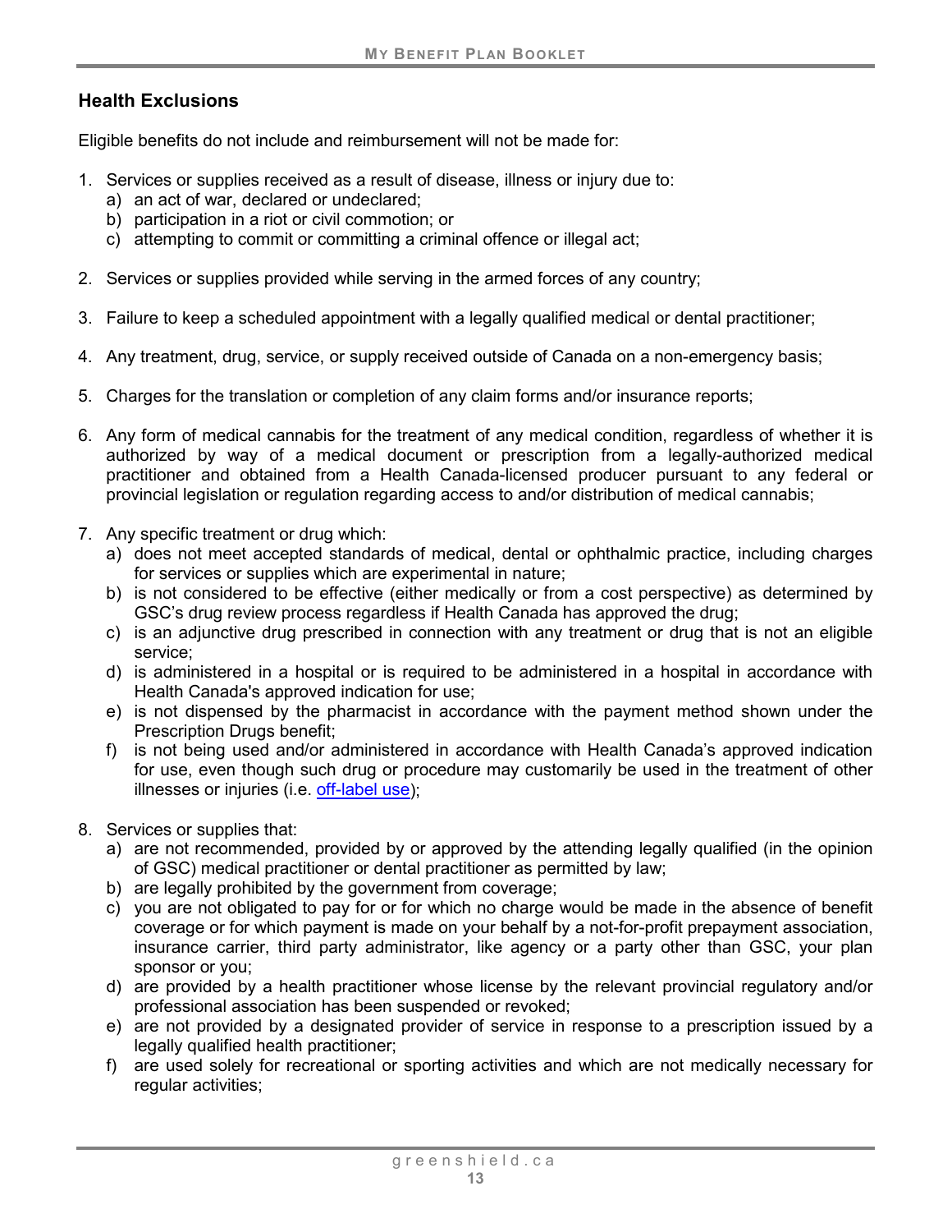## Health Exclusions

Eligible benefits do not include and reimbursement will not be made for:

1. Services or supplies received as a result of disease, illness or injury due to:
   a) an act of war, declared or undeclared;
   b) participation in a riot or civil commotion; or
   c) attempting to commit or committing a criminal offence or illegal act;

2. Services or supplies provided while serving in the armed forces of any country;

3. Failure to keep a scheduled appointment with a legally qualified medical or dental practitioner;

4. Any treatment, drug, service, or supply received outside of Canada on a non-emergency basis;

5. Charges for the translation or completion of any claim forms and/or insurance reports;

6. Any form of medical cannabis for the treatment of any medical condition, regardless of whether it is authorized by way of a medical document or prescription from a legally-authorized medical practitioner and obtained from a Health Canada-licensed producer pursuant to any federal or provincial legislation or regulation regarding access to and/or distribution of medical cannabis;

7. Any specific treatment or drug which:
   a) does not meet accepted standards of medical, dental or ophthalmic practice, including charges for services or supplies which are experimental in nature;
   b) is not considered to be effective (either medically or from a cost perspective) as determined by GSC's drug review process regardless if Health Canada has approved the drug;
   c) is an adjunctive drug prescribed in connection with any treatment or drug that is not an eligible service;
   d) is administered in a hospital or is required to be administered in a hospital in accordance with Health Canada's approved indication for use;
   e) is not dispensed by the pharmacist in accordance with the payment method shown under the Prescription Drugs benefit;
   f) is not being used and/or administered in accordance with Health Canada's approved indication for use, even though such drug or procedure may customarily be used in the treatment of other illnesses or injuries (i.e. off-label use);

8. Services or supplies that:
   a) are not recommended, provided by or approved by the attending legally qualified (in the opinion of GSC) medical practitioner or dental practitioner as permitted by law;
   b) are legally prohibited by the government from coverage;
   c) you are not obligated to pay for or for which no charge would be made in the absence of benefit coverage or for which payment is made on your behalf by a not-for-profit prepayment association, insurance carrier, third party administrator, like agency or a party other than GSC, your plan sponsor or you;
   d) are provided by a health practitioner whose license by the relevant provincial regulatory and/or professional association has been suspended or revoked;
   e) are not provided by a designated provider of service in response to a prescription issued by a legally qualified health practitioner;
   f) are used solely for recreational or sporting activities and which are not medically necessary for regular activities;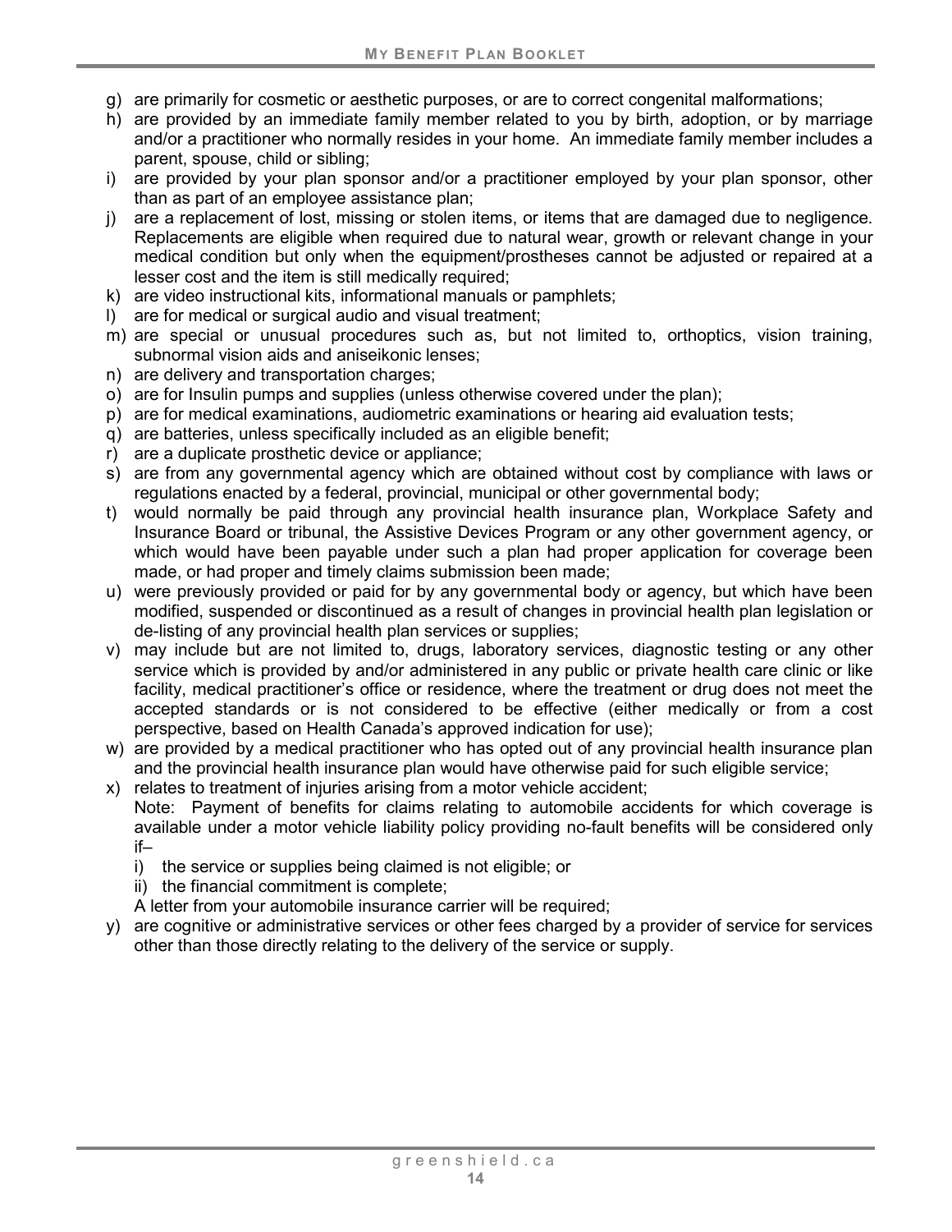g) are primarily for cosmetic or aesthetic purposes, or are to correct congenital malformations;
h) are provided by an immediate family member related to you by birth, adoption, or by marriage and/or a practitioner who normally resides in your home. An immediate family member includes a parent, spouse, child or sibling;
i) are provided by your plan sponsor and/or a practitioner employed by your plan sponsor, other than as part of an employee assistance plan;
j) are a replacement of lost, missing or stolen items, or items that are damaged due to negligence. Replacements are eligible when required due to natural wear, growth or relevant change in your medical condition but only when the equipment/prostheses cannot be adjusted or repaired at a lesser cost and the item is still medically required;
k) are video instructional kits, informational manuals or pamphlets;
l) are for medical or surgical audio and visual treatment;
m) are special or unusual procedures such as, but not limited to, orthoptics, vision training, subnormal vision aids and aniseikonic lenses;
n) are delivery and transportation charges;
o) are for Insulin pumps and supplies (unless otherwise covered under the plan);
p) are for medical examinations, audiometric examinations or hearing aid evaluation tests;
q) are batteries, unless specifically included as an eligible benefit;
r) are a duplicate prosthetic device or appliance;
s) are from any governmental agency which are obtained without cost by compliance with laws or regulations enacted by a federal, provincial, municipal or other governmental body;
t) would normally be paid through any provincial health insurance plan, Workplace Safety and Insurance Board or tribunal, the Assistive Devices Program or any other government agency, or which would have been payable under such a plan had proper application for coverage been made, or had proper and timely claims submission been made;
u) were previously provided or paid for by any governmental body or agency, but which have been modified, suspended or discontinued as a result of changes in provincial health plan legislation or de-listing of any provincial health plan services or supplies;
v) may include but are not limited to, drugs, laboratory services, diagnostic testing or any other service which is provided by and/or administered in any public or private health care clinic or like facility, medical practitioner's office or residence, where the treatment or drug does not meet the accepted standards or is not considered to be effective (either medically or from a cost perspective, based on Health Canada's approved indication for use);
w) are provided by a medical practitioner who has opted out of any provincial health insurance plan and the provincial health insurance plan would have otherwise paid for such eligible service;
x) relates to treatment of injuries arising from a motor vehicle accident;
   Note: Payment of benefits for claims relating to automobile accidents for which coverage is available under a motor vehicle liability policy providing no-fault benefits will be considered only if–
   i) the service or supplies being claimed is not eligible; or
   ii) the financial commitment is complete;
   
   A letter from your automobile insurance carrier will be required;
y) are cognitive or administrative services or other fees charged by a provider of service for services other than those directly relating to the delivery of the service or supply.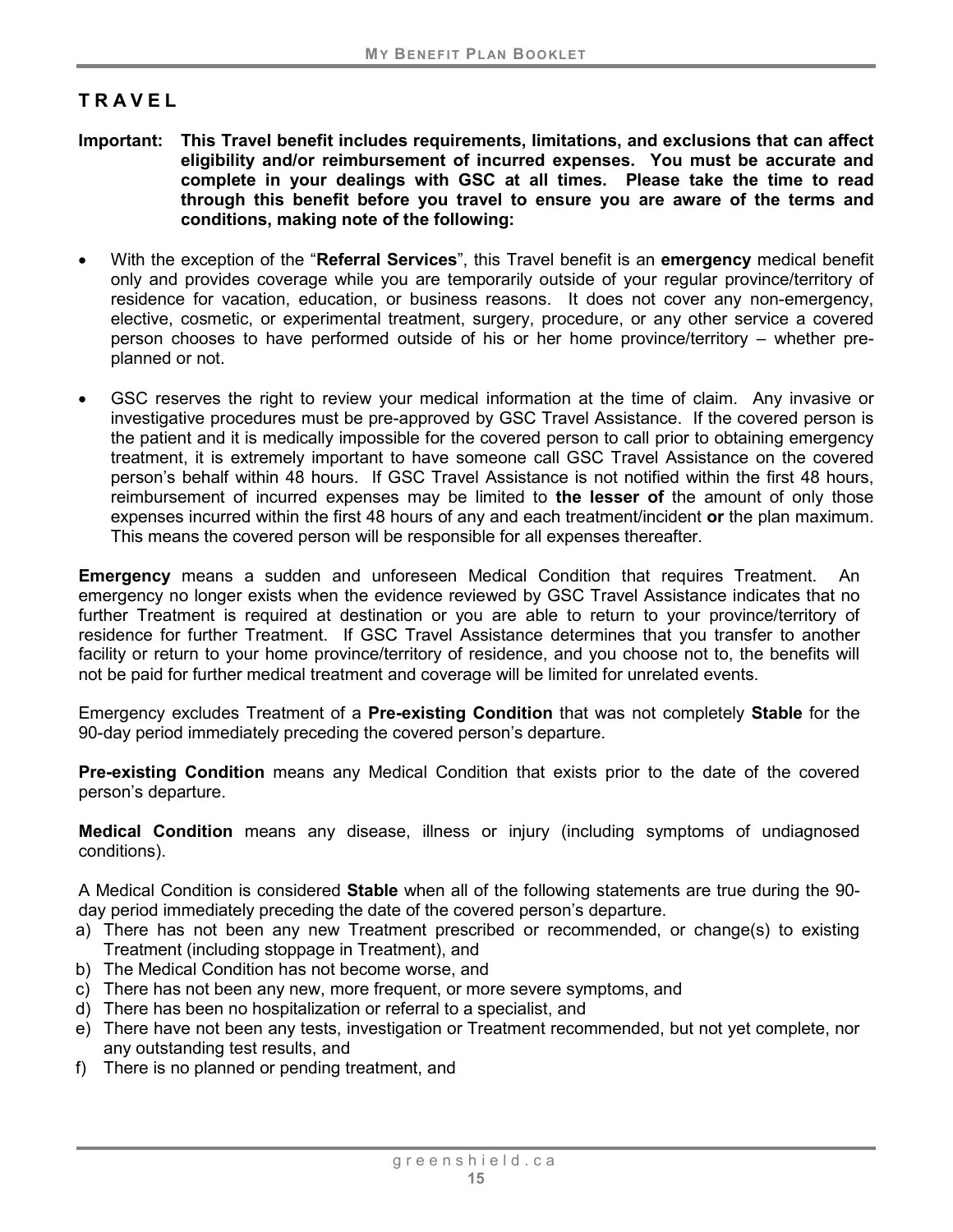# TRAVEL

**Important: This Travel benefit includes requirements, limitations, and exclusions that can affect eligibility and/or reimbursement of incurred expenses. You must be accurate and complete in your dealings with GSC at all times. Please take the time to read through this benefit before you travel to ensure you are aware of the terms and conditions, making note of the following:**

- With the exception of the "**Referral Services**", this Travel benefit is an **emergency** medical benefit only and provides coverage while you are temporarily outside of your regular province/territory of residence for vacation, education, or business reasons. It does not cover any non-emergency, elective, cosmetic, or experimental treatment, surgery, procedure, or any other service a covered person chooses to have performed outside of his or her home province/territory – whether pre-planned or not.
- GSC reserves the right to review your medical information at the time of claim. Any invasive or investigative procedures must be pre-approved by GSC Travel Assistance. If the covered person is the patient and it is medically impossible for the covered person to call prior to obtaining emergency treatment, it is extremely important to have someone call GSC Travel Assistance on the covered person's behalf within 48 hours. If GSC Travel Assistance is not notified within the first 48 hours, reimbursement of incurred expenses may be limited to **the lesser of** the amount of only those expenses incurred within the first 48 hours of any and each treatment/incident **or** the plan maximum. This means the covered person will be responsible for all expenses thereafter.

**Emergency** means a sudden and unforeseen Medical Condition that requires Treatment. An emergency no longer exists when the evidence reviewed by GSC Travel Assistance indicates that no further Treatment is required at destination or you are able to return to your province/territory of residence for further Treatment. If GSC Travel Assistance determines that you transfer to another facility or return to your home province/territory of residence, and you choose not to, the benefits will not be paid for further medical treatment and coverage will be limited for unrelated events.

Emergency excludes Treatment of a **Pre-existing Condition** that was not completely **Stable** for the 90-day period immediately preceding the covered person's departure.

**Pre-existing Condition** means any Medical Condition that exists prior to the date of the covered person's departure.

**Medical Condition** means any disease, illness or injury (including symptoms of undiagnosed conditions).

A Medical Condition is considered **Stable** when all of the following statements are true during the 90-day period immediately preceding the date of the covered person's departure.

a) There has not been any new Treatment prescribed or recommended, or change(s) to existing Treatment (including stoppage in Treatment), and
b) The Medical Condition has not become worse, and
c) There has not been any new, more frequent, or more severe symptoms, and
d) There has been no hospitalization or referral to a specialist, and
e) There have not been any tests, investigation or Treatment recommended, but not yet complete, nor any outstanding test results, and
f) There is no planned or pending treatment, and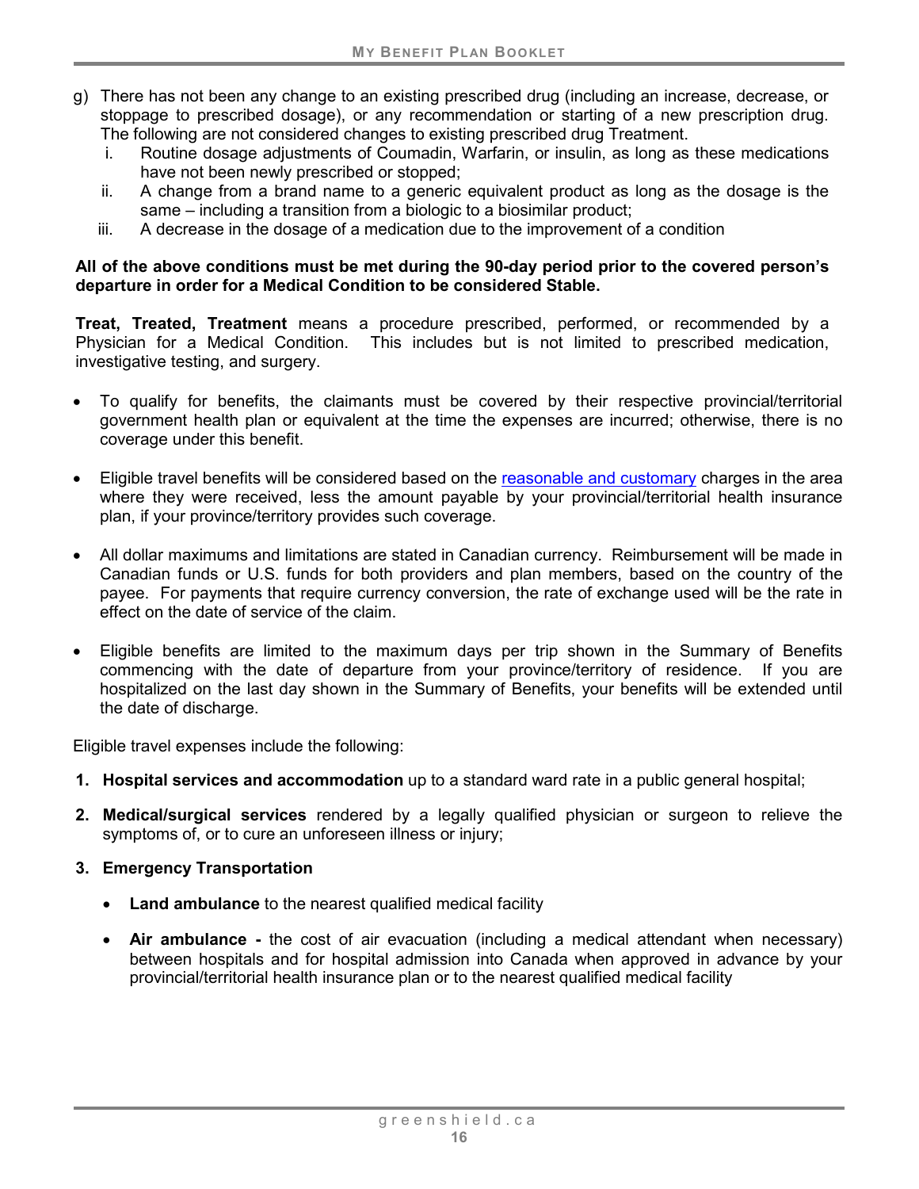g) There has not been any change to an existing prescribed drug (including an increase, decrease, or stoppage to prescribed dosage), or any recommendation or starting of a new prescription drug. The following are not considered changes to existing prescribed drug Treatment.
   i. Routine dosage adjustments of Coumadin, Warfarin, or insulin, as long as these medications have not been newly prescribed or stopped;
   ii. A change from a brand name to a generic equivalent product as long as the dosage is the same – including a transition from a biologic to a biosimilar product;
   iii. A decrease in the dosage of a medication due to the improvement of a condition

**All of the above conditions must be met during the 90-day period prior to the covered person's departure in order for a Medical Condition to be considered Stable.**

**Treat, Treated, Treatment** means a procedure prescribed, performed, or recommended by a Physician for a Medical Condition. This includes but is not limited to prescribed medication, investigative testing, and surgery.

- To qualify for benefits, the claimants must be covered by their respective provincial/territorial government health plan or equivalent at the time the expenses are incurred; otherwise, there is no coverage under this benefit.
- Eligible travel benefits will be considered based on the reasonable and customary charges in the area where they were received, less the amount payable by your provincial/territorial health insurance plan, if your province/territory provides such coverage.
- All dollar maximums and limitations are stated in Canadian currency. Reimbursement will be made in Canadian funds or U.S. funds for both providers and plan members, based on the country of the payee. For payments that require currency conversion, the rate of exchange used will be the rate in effect on the date of service of the claim.
- Eligible benefits are limited to the maximum days per trip shown in the Summary of Benefits commencing with the date of departure from your province/territory of residence. If you are hospitalized on the last day shown in the Summary of Benefits, your benefits will be extended until the date of discharge.

Eligible travel expenses include the following:

1. **Hospital services and accommodation** up to a standard ward rate in a public general hospital;
2. **Medical/surgical services** rendered by a legally qualified physician or surgeon to relieve the symptoms of, or to cure an unforeseen illness or injury;
3. **Emergency Transportation**
   - **Land ambulance** to the nearest qualified medical facility
   - **Air ambulance -** the cost of air evacuation (including a medical attendant when necessary) between hospitals and for hospital admission into Canada when approved in advance by your provincial/territorial health insurance plan or to the nearest qualified medical facility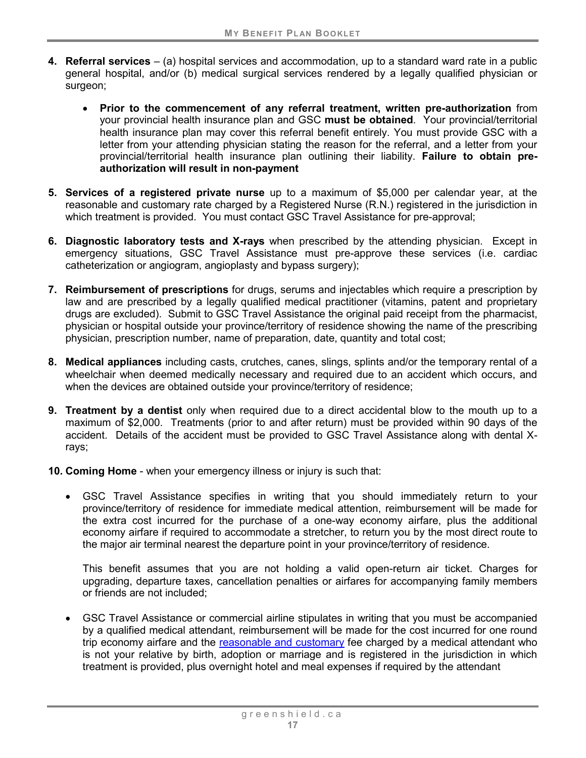4. **Referral services** – (a) hospital services and accommodation, up to a standard ward rate in a public general hospital, and/or (b) medical surgical services rendered by a legally qualified physician or surgeon;

   - **Prior to the commencement of any referral treatment, written pre-authorization** from your provincial health insurance plan and GSC **must be obtained**. Your provincial/territorial health insurance plan may cover this referral benefit entirely. You must provide GSC with a letter from your attending physician stating the reason for the referral, and a letter from your provincial/territorial health insurance plan outlining their liability. **Failure to obtain pre-authorization will result in non-payment**

5. **Services of a registered private nurse** up to a maximum of $5,000 per calendar year, at the reasonable and customary rate charged by a Registered Nurse (R.N.) registered in the jurisdiction in which treatment is provided. You must contact GSC Travel Assistance for pre-approval;

6. **Diagnostic laboratory tests and X-rays** when prescribed by the attending physician. Except in emergency situations, GSC Travel Assistance must pre-approve these services (i.e. cardiac catheterization or angiogram, angioplasty and bypass surgery);

7. **Reimbursement of prescriptions** for drugs, serums and injectables which require a prescription by law and are prescribed by a legally qualified medical practitioner (vitamins, patent and proprietary drugs are excluded). Submit to GSC Travel Assistance the original paid receipt from the pharmacist, physician or hospital outside your province/territory of residence showing the name of the prescribing physician, prescription number, name of preparation, date, quantity and total cost;

8. **Medical appliances** including casts, crutches, canes, slings, splints and/or the temporary rental of a wheelchair when deemed medically necessary and required due to an accident which occurs, and when the devices are obtained outside your province/territory of residence;

9. **Treatment by a dentist** only when required due to a direct accidental blow to the mouth up to a maximum of $2,000. Treatments (prior to and after return) must be provided within 90 days of the accident. Details of the accident must be provided to GSC Travel Assistance along with dental X-rays;

10. **Coming Home** - when your emergency illness or injury is such that:

    - GSC Travel Assistance specifies in writing that you should immediately return to your province/territory of residence for immediate medical attention, reimbursement will be made for the extra cost incurred for the purchase of a one-way economy airfare, plus the additional economy airfare if required to accommodate a stretcher, to return you by the most direct route to the major air terminal nearest the departure point in your province/territory of residence.

      This benefit assumes that you are not holding a valid open-return air ticket. Charges for upgrading, departure taxes, cancellation penalties or airfares for accompanying family members or friends are not included;

    - GSC Travel Assistance or commercial airline stipulates in writing that you must be accompanied by a qualified medical attendant, reimbursement will be made for the cost incurred for one round trip economy airfare and the reasonable and customary fee charged by a medical attendant who is not your relative by birth, adoption or marriage and is registered in the jurisdiction in which treatment is provided, plus overnight hotel and meal expenses if required by the attendant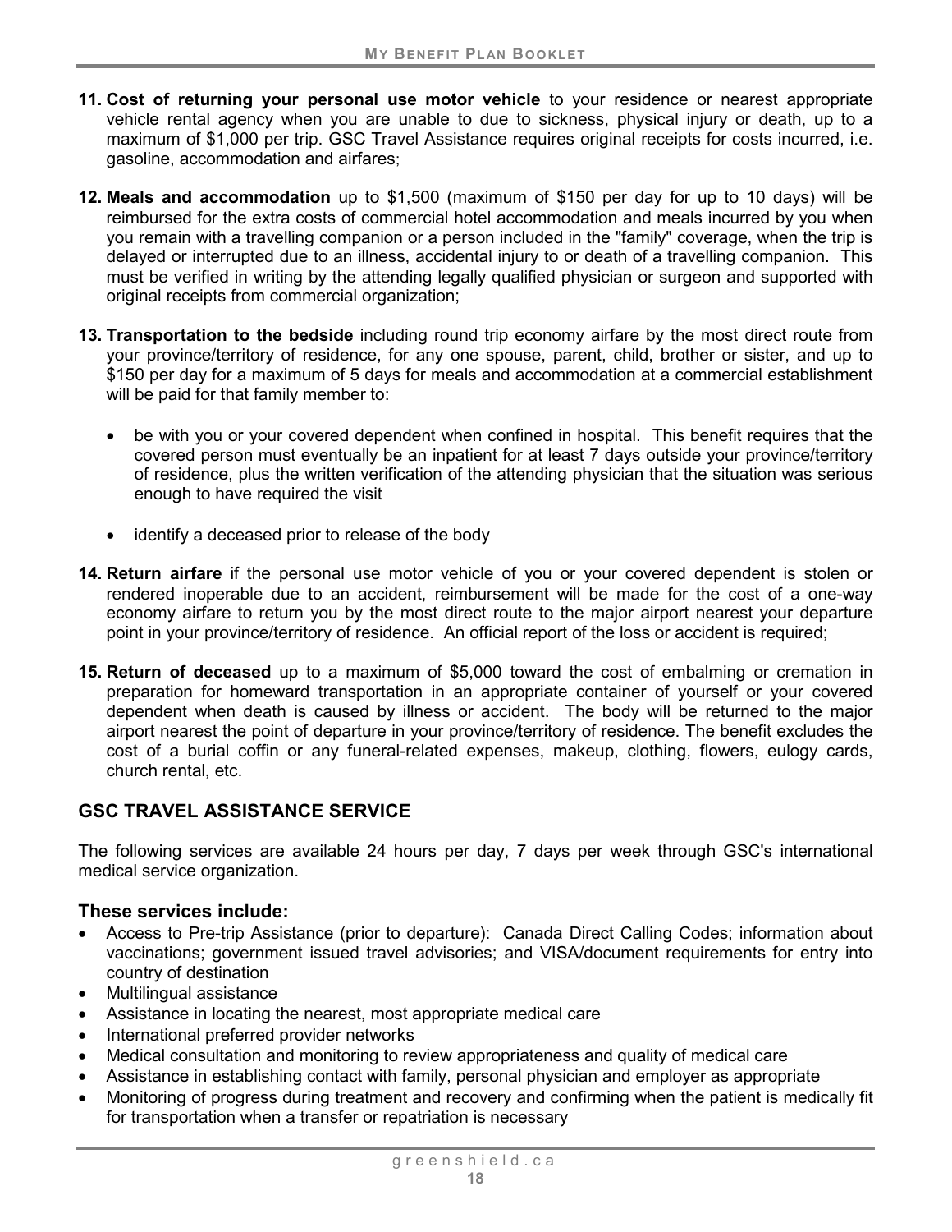11. **Cost of returning your personal use motor vehicle** to your residence or nearest appropriate vehicle rental agency when you are unable to due to sickness, physical injury or death, up to a maximum of $1,000 per trip. GSC Travel Assistance requires original receipts for costs incurred, i.e. gasoline, accommodation and airfares;

12. **Meals and accommodation** up to $1,500 (maximum of $150 per day for up to 10 days) will be reimbursed for the extra costs of commercial hotel accommodation and meals incurred by you when you remain with a travelling companion or a person included in the "family" coverage, when the trip is delayed or interrupted due to an illness, accidental injury to or death of a travelling companion. This must be verified in writing by the attending legally qualified physician or surgeon and supported with original receipts from commercial organization;

13. **Transportation to the bedside** including round trip economy airfare by the most direct route from your province/territory of residence, for any one spouse, parent, child, brother or sister, and up to $150 per day for a maximum of 5 days for meals and accommodation at a commercial establishment will be paid for that family member to:

    - be with you or your covered dependent when confined in hospital. This benefit requires that the covered person must eventually be an inpatient for at least 7 days outside your province/territory of residence, plus the written verification of the attending physician that the situation was serious enough to have required the visit

    - identify a deceased prior to release of the body

14. **Return airfare** if the personal use motor vehicle of you or your covered dependent is stolen or rendered inoperable due to an accident, reimbursement will be made for the cost of a one-way economy airfare to return you by the most direct route to the major airport nearest your departure point in your province/territory of residence. An official report of the loss or accident is required;

15. **Return of deceased** up to a maximum of $5,000 toward the cost of embalming or cremation in preparation for homeward transportation in an appropriate container of yourself or your covered dependent when death is caused by illness or accident. The body will be returned to the major airport nearest the point of departure in your province/territory of residence. The benefit excludes the cost of a burial coffin or any funeral-related expenses, makeup, clothing, flowers, eulogy cards, church rental, etc.

## GSC TRAVEL ASSISTANCE SERVICE

The following services are available 24 hours per day, 7 days per week through GSC's international medical service organization.

### These services include:

- Access to Pre-trip Assistance (prior to departure): Canada Direct Calling Codes; information about vaccinations; government issued travel advisories; and VISA/document requirements for entry into country of destination
- Multilingual assistance
- Assistance in locating the nearest, most appropriate medical care
- International preferred provider networks
- Medical consultation and monitoring to review appropriateness and quality of medical care
- Assistance in establishing contact with family, personal physician and employer as appropriate
- Monitoring of progress during treatment and recovery and confirming when the patient is medically fit for transportation when a transfer or repatriation is necessary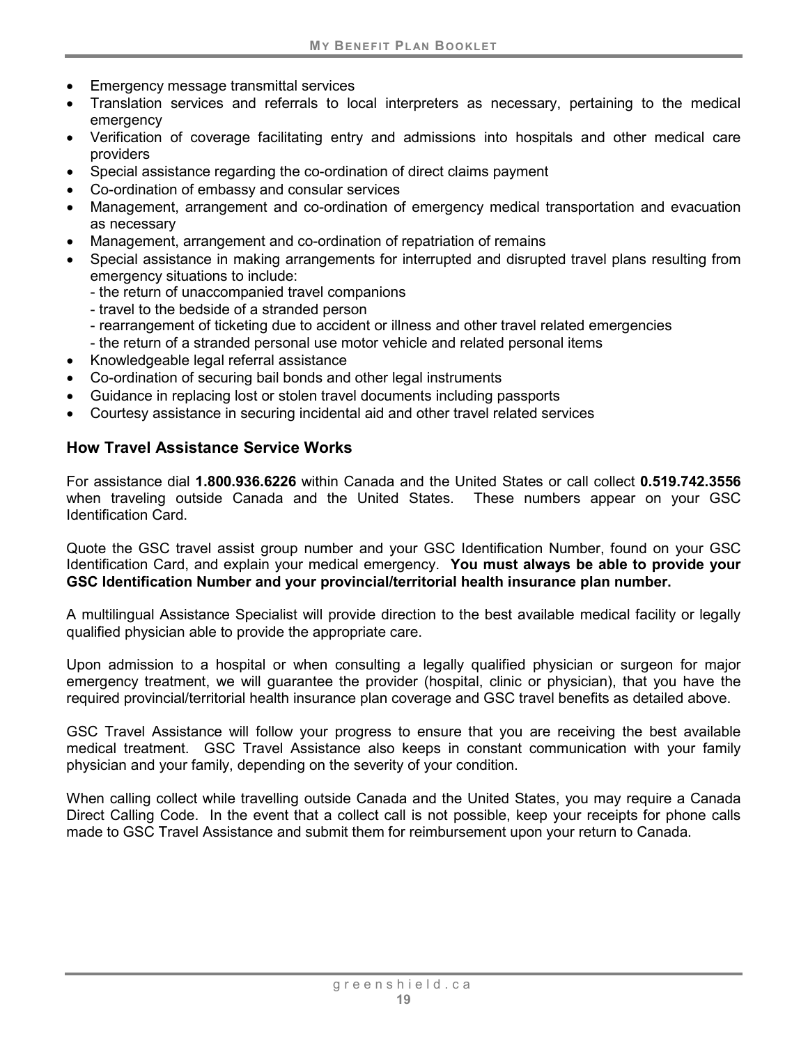- Emergency message transmittal services
- Translation services and referrals to local interpreters as necessary, pertaining to the medical emergency
- Verification of coverage facilitating entry and admissions into hospitals and other medical care providers
- Special assistance regarding the co-ordination of direct claims payment
- Co-ordination of embassy and consular services
- Management, arrangement and co-ordination of emergency medical transportation and evacuation as necessary
- Management, arrangement and co-ordination of repatriation of remains
- Special assistance in making arrangements for interrupted and disrupted travel plans resulting from emergency situations to include:
  - the return of unaccompanied travel companions
  - travel to the bedside of a stranded person
  - rearrangement of ticketing due to accident or illness and other travel related emergencies
  - the return of a stranded personal use motor vehicle and related personal items
- Knowledgeable legal referral assistance
- Co-ordination of securing bail bonds and other legal instruments
- Guidance in replacing lost or stolen travel documents including passports
- Courtesy assistance in securing incidental aid and other travel related services

### How Travel Assistance Service Works

For assistance dial **1.800.936.6226** within Canada and the United States or call collect **0.519.742.3556** when traveling outside Canada and the United States. These numbers appear on your GSC Identification Card.

Quote the GSC travel assist group number and your GSC Identification Number, found on your GSC Identification Card, and explain your medical emergency. **You must always be able to provide your GSC Identification Number and your provincial/territorial health insurance plan number.**

A multilingual Assistance Specialist will provide direction to the best available medical facility or legally qualified physician able to provide the appropriate care.

Upon admission to a hospital or when consulting a legally qualified physician or surgeon for major emergency treatment, we will guarantee the provider (hospital, clinic or physician), that you have the required provincial/territorial health insurance plan coverage and GSC travel benefits as detailed above.

GSC Travel Assistance will follow your progress to ensure that you are receiving the best available medical treatment. GSC Travel Assistance also keeps in constant communication with your family physician and your family, depending on the severity of your condition.

When calling collect while travelling outside Canada and the United States, you may require a Canada Direct Calling Code. In the event that a collect call is not possible, keep your receipts for phone calls made to GSC Travel Assistance and submit them for reimbursement upon your return to Canada.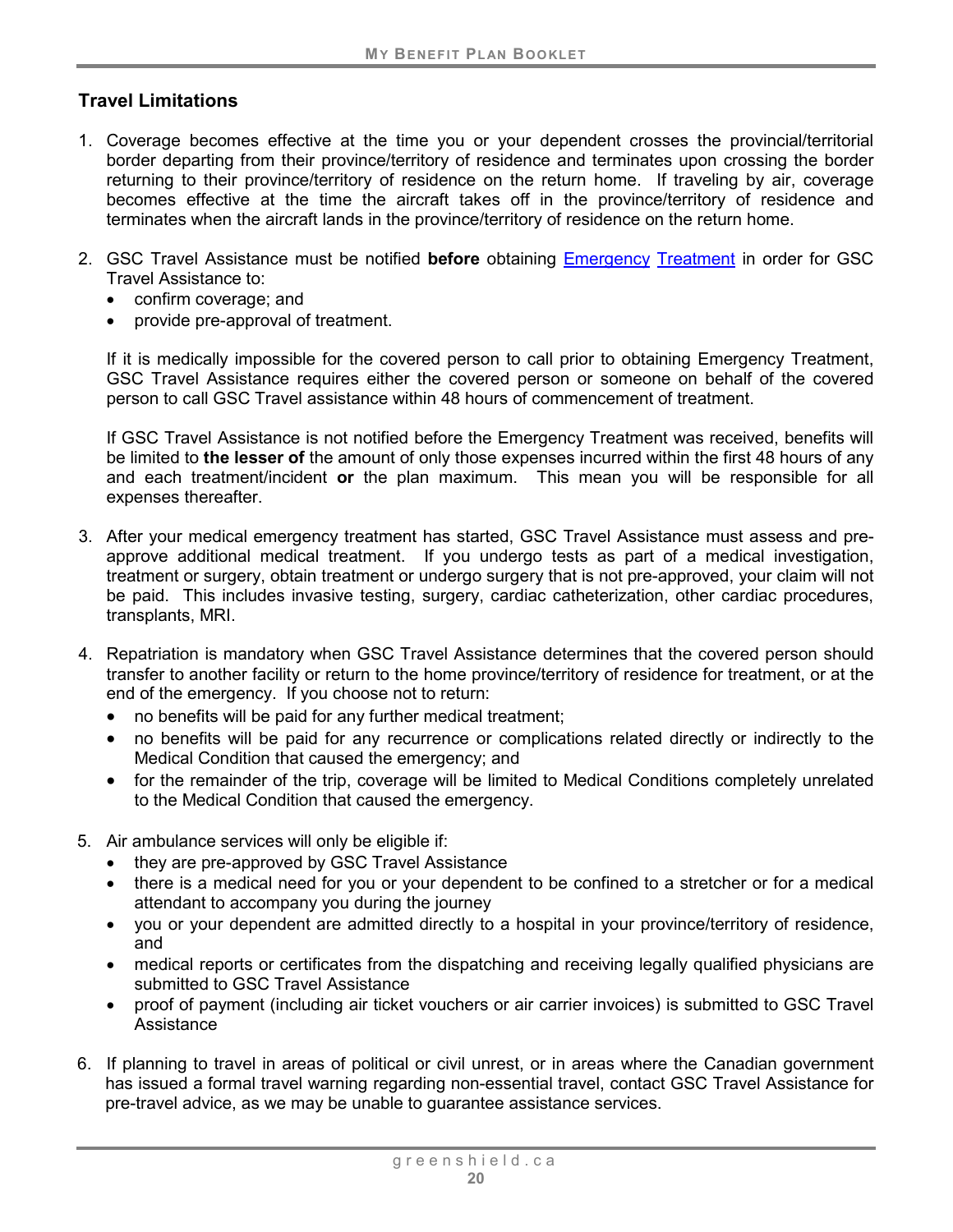## Travel Limitations

1. Coverage becomes effective at the time you or your dependent crosses the provincial/territorial border departing from their province/territory of residence and terminates upon crossing the border returning to their province/territory of residence on the return home. If traveling by air, coverage becomes effective at the time the aircraft takes off in the province/territory of residence and terminates when the aircraft lands in the province/territory of residence on the return home.

2. GSC Travel Assistance must be notified **before** obtaining Emergency Treatment in order for GSC Travel Assistance to:
   - confirm coverage; and
   - provide pre-approval of treatment.

   If it is medically impossible for the covered person to call prior to obtaining Emergency Treatment, GSC Travel Assistance requires either the covered person or someone on behalf of the covered person to call GSC Travel assistance within 48 hours of commencement of treatment.

   If GSC Travel Assistance is not notified before the Emergency Treatment was received, benefits will be limited to **the lesser of** the amount of only those expenses incurred within the first 48 hours of any and each treatment/incident **or** the plan maximum. This mean you will be responsible for all expenses thereafter.

3. After your medical emergency treatment has started, GSC Travel Assistance must assess and pre-approve additional medical treatment. If you undergo tests as part of a medical investigation, treatment or surgery, obtain treatment or undergo surgery that is not pre-approved, your claim will not be paid. This includes invasive testing, surgery, cardiac catheterization, other cardiac procedures, transplants, MRI.

4. Repatriation is mandatory when GSC Travel Assistance determines that the covered person should transfer to another facility or return to the home province/territory of residence for treatment, or at the end of the emergency. If you choose not to return:
   - no benefits will be paid for any further medical treatment;
   - no benefits will be paid for any recurrence or complications related directly or indirectly to the Medical Condition that caused the emergency; and
   - for the remainder of the trip, coverage will be limited to Medical Conditions completely unrelated to the Medical Condition that caused the emergency.

5. Air ambulance services will only be eligible if:
   - they are pre-approved by GSC Travel Assistance
   - there is a medical need for you or your dependent to be confined to a stretcher or for a medical attendant to accompany you during the journey
   - you or your dependent are admitted directly to a hospital in your province/territory of residence, and
   - medical reports or certificates from the dispatching and receiving legally qualified physicians are submitted to GSC Travel Assistance
   - proof of payment (including air ticket vouchers or air carrier invoices) is submitted to GSC Travel Assistance

6. If planning to travel in areas of political or civil unrest, or in areas where the Canadian government has issued a formal travel warning regarding non-essential travel, contact GSC Travel Assistance for pre-travel advice, as we may be unable to guarantee assistance services.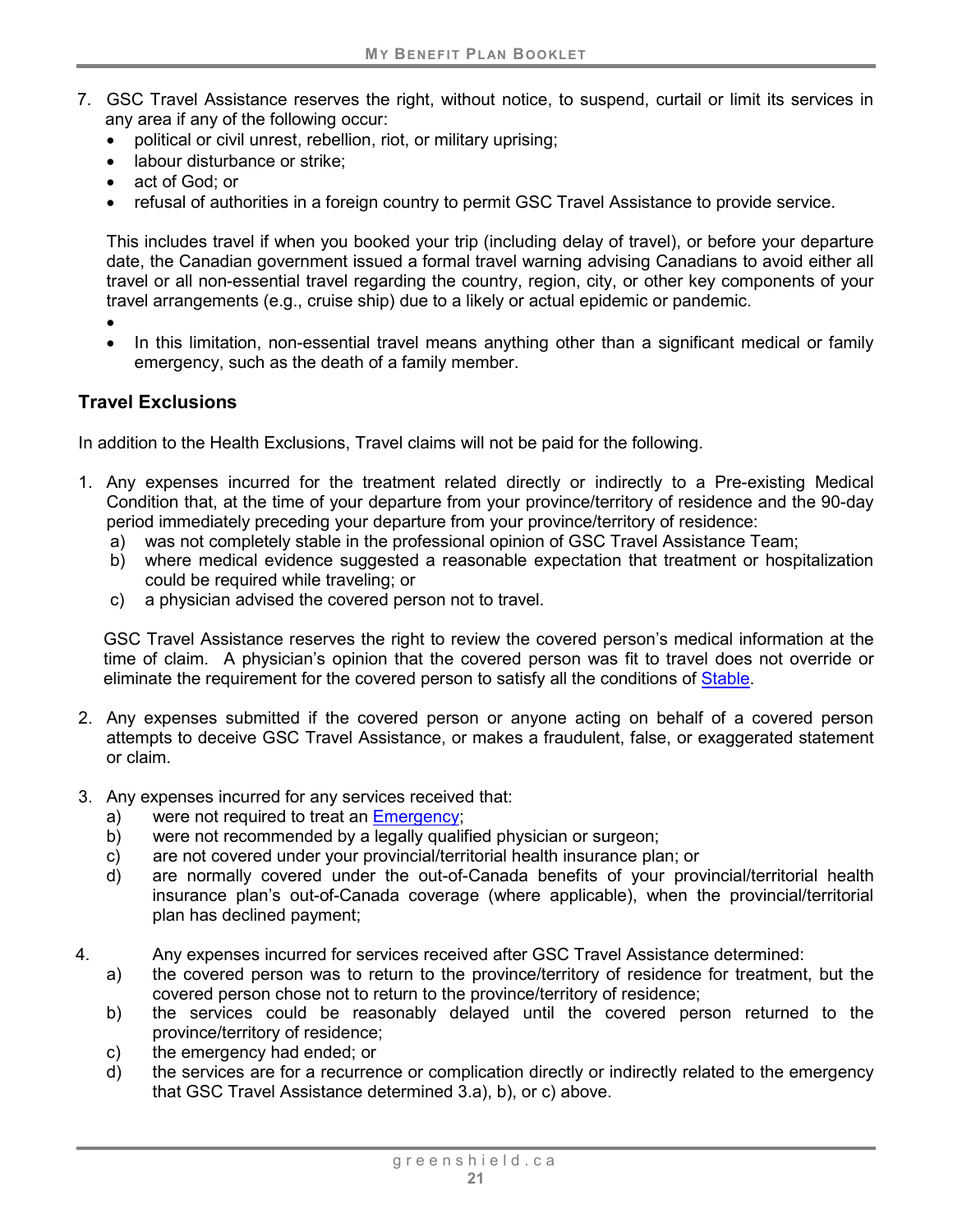7. GSC Travel Assistance reserves the right, without notice, to suspend, curtail or limit its services in any area if any of the following occur:
   - political or civil unrest, rebellion, riot, or military uprising;
   - labour disturbance or strike;
   - act of God; or
   - refusal of authorities in a foreign country to permit GSC Travel Assistance to provide service.

   This includes travel if when you booked your trip (including delay of travel), or before your departure date, the Canadian government issued a formal travel warning advising Canadians to avoid either all travel or all non-essential travel regarding the country, region, city, or other key components of your travel arrangements (e.g., cruise ship) due to a likely or actual epidemic or pandemic.

   - In this limitation, non-essential travel means anything other than a significant medical or family emergency, such as the death of a family member.

### Travel Exclusions

In addition to the Health Exclusions, Travel claims will not be paid for the following.

1. Any expenses incurred for the treatment related directly or indirectly to a Pre-existing Medical Condition that, at the time of your departure from your province/territory of residence and the 90-day period immediately preceding your departure from your province/territory of residence:
   a) was not completely stable in the professional opinion of GSC Travel Assistance Team;
   b) where medical evidence suggested a reasonable expectation that treatment or hospitalization could be required while traveling; or
   c) a physician advised the covered person not to travel.

   GSC Travel Assistance reserves the right to review the covered person's medical information at the time of claim. A physician's opinion that the covered person was fit to travel does not override or eliminate the requirement for the covered person to satisfy all the conditions of Stable.

2. Any expenses submitted if the covered person or anyone acting on behalf of a covered person attempts to deceive GSC Travel Assistance, or makes a fraudulent, false, or exaggerated statement or claim.

3. Any expenses incurred for any services received that:
   a) were not required to treat an Emergency;
   b) were not recommended by a legally qualified physician or surgeon;
   c) are not covered under your provincial/territorial health insurance plan; or
   d) are normally covered under the out-of-Canada benefits of your provincial/territorial health insurance plan's out-of-Canada coverage (where applicable), when the provincial/territorial plan has declined payment;

4. Any expenses incurred for services received after GSC Travel Assistance determined:
   a) the covered person was to return to the province/territory of residence for treatment, but the covered person chose not to return to the province/territory of residence;
   b) the services could be reasonably delayed until the covered person returned to the province/territory of residence;
   c) the emergency had ended; or
   d) the services are for a recurrence or complication directly or indirectly related to the emergency that GSC Travel Assistance determined 3.a), b), or c) above.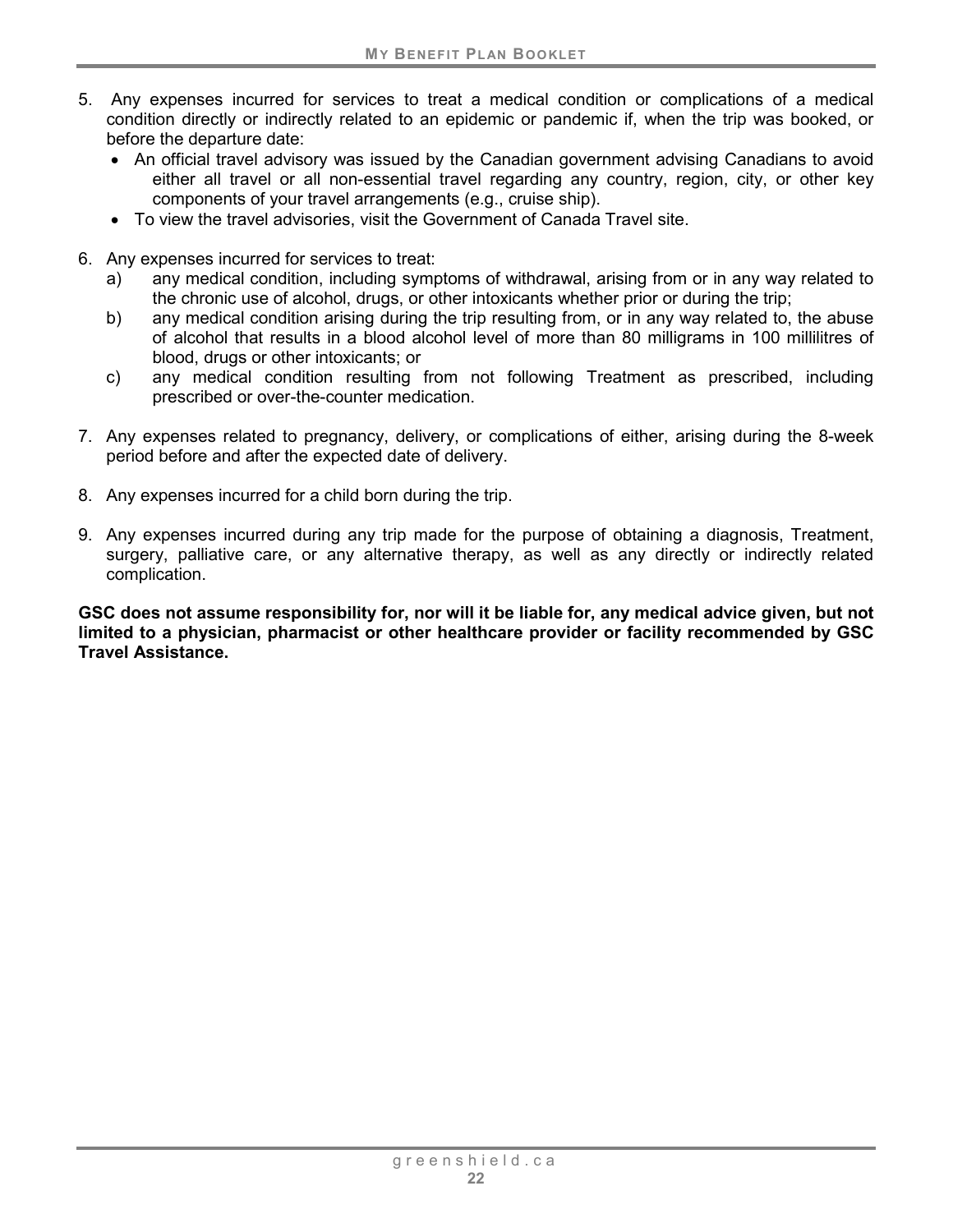5. Any expenses incurred for services to treat a medical condition or complications of a medical condition directly or indirectly related to an epidemic or pandemic if, when the trip was booked, or before the departure date:
   - An official travel advisory was issued by the Canadian government advising Canadians to avoid either all travel or all non-essential travel regarding any country, region, city, or other key components of your travel arrangements (e.g., cruise ship).
   - To view the travel advisories, visit the Government of Canada Travel site.

6. Any expenses incurred for services to treat:
   a) any medical condition, including symptoms of withdrawal, arising from or in any way related to the chronic use of alcohol, drugs, or other intoxicants whether prior or during the trip;
   b) any medical condition arising during the trip resulting from, or in any way related to, the abuse of alcohol that results in a blood alcohol level of more than 80 milligrams in 100 millilitres of blood, drugs or other intoxicants; or
   c) any medical condition resulting from not following Treatment as prescribed, including prescribed or over-the-counter medication.

7. Any expenses related to pregnancy, delivery, or complications of either, arising during the 8-week period before and after the expected date of delivery.

8. Any expenses incurred for a child born during the trip.

9. Any expenses incurred during any trip made for the purpose of obtaining a diagnosis, Treatment, surgery, palliative care, or any alternative therapy, as well as any directly or indirectly related complication.

**GSC does not assume responsibility for, nor will it be liable for, any medical advice given, but not limited to a physician, pharmacist or other healthcare provider or facility recommended by GSC Travel Assistance.**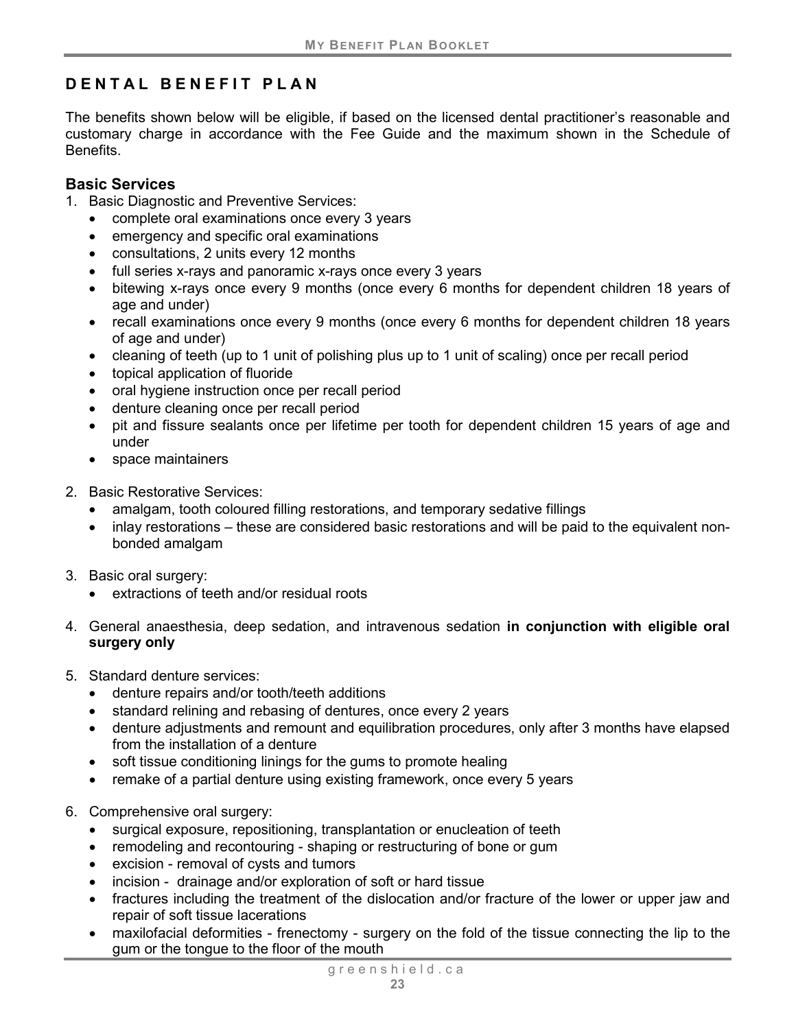## DENTAL BENEFIT PLAN

The benefits shown below will be eligible, if based on the licensed dental practitioner's reasonable and customary charge in accordance with the Fee Guide and the maximum shown in the Schedule of Benefits.

### Basic Services

1. Basic Diagnostic and Preventive Services:
   - complete oral examinations once every 3 years
   - emergency and specific oral examinations
   - consultations, 2 units every 12 months
   - full series x-rays and panoramic x-rays once every 3 years
   - bitewing x-rays once every 9 months (once every 6 months for dependent children 18 years of age and under)
   - recall examinations once every 9 months (once every 6 months for dependent children 18 years of age and under)
   - cleaning of teeth (up to 1 unit of polishing plus up to 1 unit of scaling) once per recall period
   - topical application of fluoride
   - oral hygiene instruction once per recall period
   - denture cleaning once per recall period
   - pit and fissure sealants once per lifetime per tooth for dependent children 15 years of age and under
   - space maintainers

2. Basic Restorative Services:
   - amalgam, tooth coloured filling restorations, and temporary sedative fillings
   - inlay restorations – these are considered basic restorations and will be paid to the equivalent non-bonded amalgam

3. Basic oral surgery:
   - extractions of teeth and/or residual roots

4. General anaesthesia, deep sedation, and intravenous sedation **in conjunction with eligible oral surgery only**

5. Standard denture services:
   - denture repairs and/or tooth/teeth additions
   - standard relining and rebasing of dentures, once every 2 years
   - denture adjustments and remount and equilibration procedures, only after 3 months have elapsed from the installation of a denture
   - soft tissue conditioning linings for the gums to promote healing
   - remake of a partial denture using existing framework, once every 5 years

6. Comprehensive oral surgery:
   - surgical exposure, repositioning, transplantation or enucleation of teeth
   - remodeling and recontouring - shaping or restructuring of bone or gum
   - excision - removal of cysts and tumors
   - incision - drainage and/or exploration of soft or hard tissue
   - fractures including the treatment of the dislocation and/or fracture of the lower or upper jaw and repair of soft tissue lacerations
   - maxilofacial deformities - frenectomy - surgery on the fold of the tissue connecting the lip to the gum or the tongue to the floor of the mouth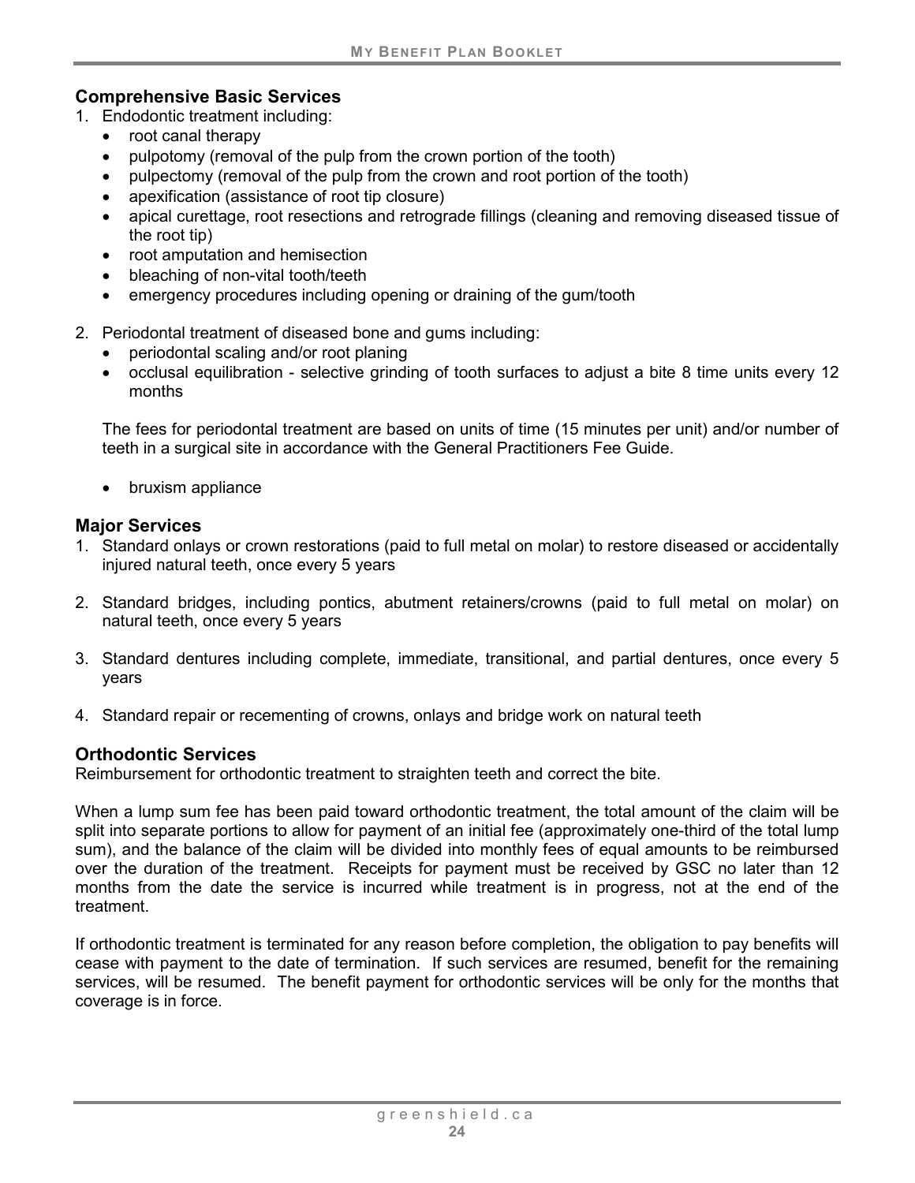### Comprehensive Basic Services

1. Endodontic treatment including:
   - root canal therapy
   - pulpotomy (removal of the pulp from the crown portion of the tooth)
   - pulpectomy (removal of the pulp from the crown and root portion of the tooth)
   - apexification (assistance of root tip closure)
   - apical curettage, root resections and retrograde fillings (cleaning and removing diseased tissue of the root tip)
   - root amputation and hemisection
   - bleaching of non-vital tooth/teeth
   - emergency procedures including opening or draining of the gum/tooth

2. Periodontal treatment of diseased bone and gums including:
   - periodontal scaling and/or root planing
   - occlusal equilibration - selective grinding of tooth surfaces to adjust a bite 8 time units every 12 months

   The fees for periodontal treatment are based on units of time (15 minutes per unit) and/or number of teeth in a surgical site in accordance with the General Practitioners Fee Guide.

   - bruxism appliance

### Major Services

1. Standard onlays or crown restorations (paid to full metal on molar) to restore diseased or accidentally injured natural teeth, once every 5 years

2. Standard bridges, including pontics, abutment retainers/crowns (paid to full metal on molar) on natural teeth, once every 5 years

3. Standard dentures including complete, immediate, transitional, and partial dentures, once every 5 years

4. Standard repair or recementing of crowns, onlays and bridge work on natural teeth

### Orthodontic Services

Reimbursement for orthodontic treatment to straighten teeth and correct the bite.

When a lump sum fee has been paid toward orthodontic treatment, the total amount of the claim will be split into separate portions to allow for payment of an initial fee (approximately one-third of the total lump sum), and the balance of the claim will be divided into monthly fees of equal amounts to be reimbursed over the duration of the treatment. Receipts for payment must be received by GSC no later than 12 months from the date the service is incurred while treatment is in progress, not at the end of the treatment.

If orthodontic treatment is terminated for any reason before completion, the obligation to pay benefits will cease with payment to the date of termination. If such services are resumed, benefit for the remaining services, will be resumed. The benefit payment for orthodontic services will be only for the months that coverage is in force.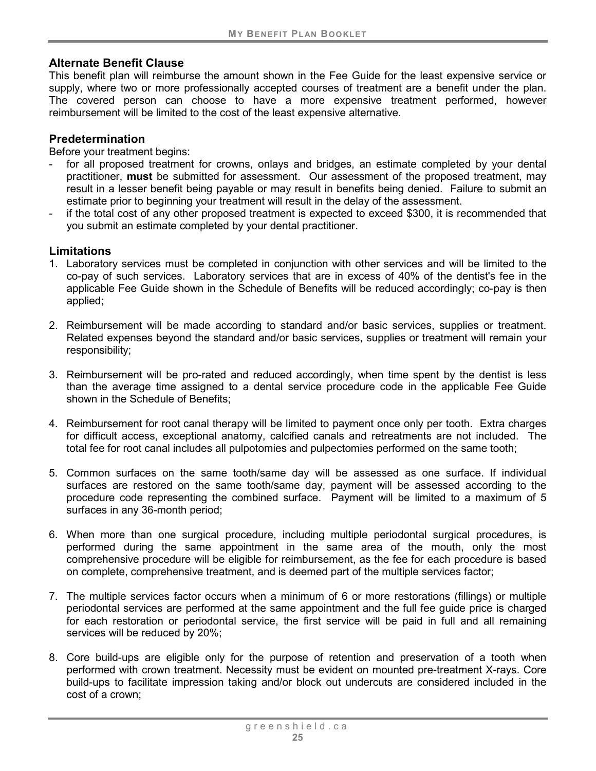## Alternate Benefit Clause

This benefit plan will reimburse the amount shown in the Fee Guide for the least expensive service or supply, where two or more professionally accepted courses of treatment are a benefit under the plan. The covered person can choose to have a more expensive treatment performed, however reimbursement will be limited to the cost of the least expensive alternative.

## Predetermination

Before your treatment begins:

- for all proposed treatment for crowns, onlays and bridges, an estimate completed by your dental practitioner, **must** be submitted for assessment. Our assessment of the proposed treatment, may result in a lesser benefit being payable or may result in benefits being denied. Failure to submit an estimate prior to beginning your treatment will result in the delay of the assessment.
- if the total cost of any other proposed treatment is expected to exceed $300, it is recommended that you submit an estimate completed by your dental practitioner.

## Limitations

1. Laboratory services must be completed in conjunction with other services and will be limited to the co-pay of such services. Laboratory services that are in excess of 40% of the dentist's fee in the applicable Fee Guide shown in the Schedule of Benefits will be reduced accordingly; co-pay is then applied;

2. Reimbursement will be made according to standard and/or basic services, supplies or treatment. Related expenses beyond the standard and/or basic services, supplies or treatment will remain your responsibility;

3. Reimbursement will be pro-rated and reduced accordingly, when time spent by the dentist is less than the average time assigned to a dental service procedure code in the applicable Fee Guide shown in the Schedule of Benefits;

4. Reimbursement for root canal therapy will be limited to payment once only per tooth. Extra charges for difficult access, exceptional anatomy, calcified canals and retreatments are not included. The total fee for root canal includes all pulpotomies and pulpectomies performed on the same tooth;

5. Common surfaces on the same tooth/same day will be assessed as one surface. If individual surfaces are restored on the same tooth/same day, payment will be assessed according to the procedure code representing the combined surface. Payment will be limited to a maximum of 5 surfaces in any 36-month period;

6. When more than one surgical procedure, including multiple periodontal surgical procedures, is performed during the same appointment in the same area of the mouth, only the most comprehensive procedure will be eligible for reimbursement, as the fee for each procedure is based on complete, comprehensive treatment, and is deemed part of the multiple services factor;

7. The multiple services factor occurs when a minimum of 6 or more restorations (fillings) or multiple periodontal services are performed at the same appointment and the full fee guide price is charged for each restoration or periodontal service, the first service will be paid in full and all remaining services will be reduced by 20%;

8. Core build-ups are eligible only for the purpose of retention and preservation of a tooth when performed with crown treatment. Necessity must be evident on mounted pre-treatment X-rays. Core build-ups to facilitate impression taking and/or block out undercuts are considered included in the cost of a crown;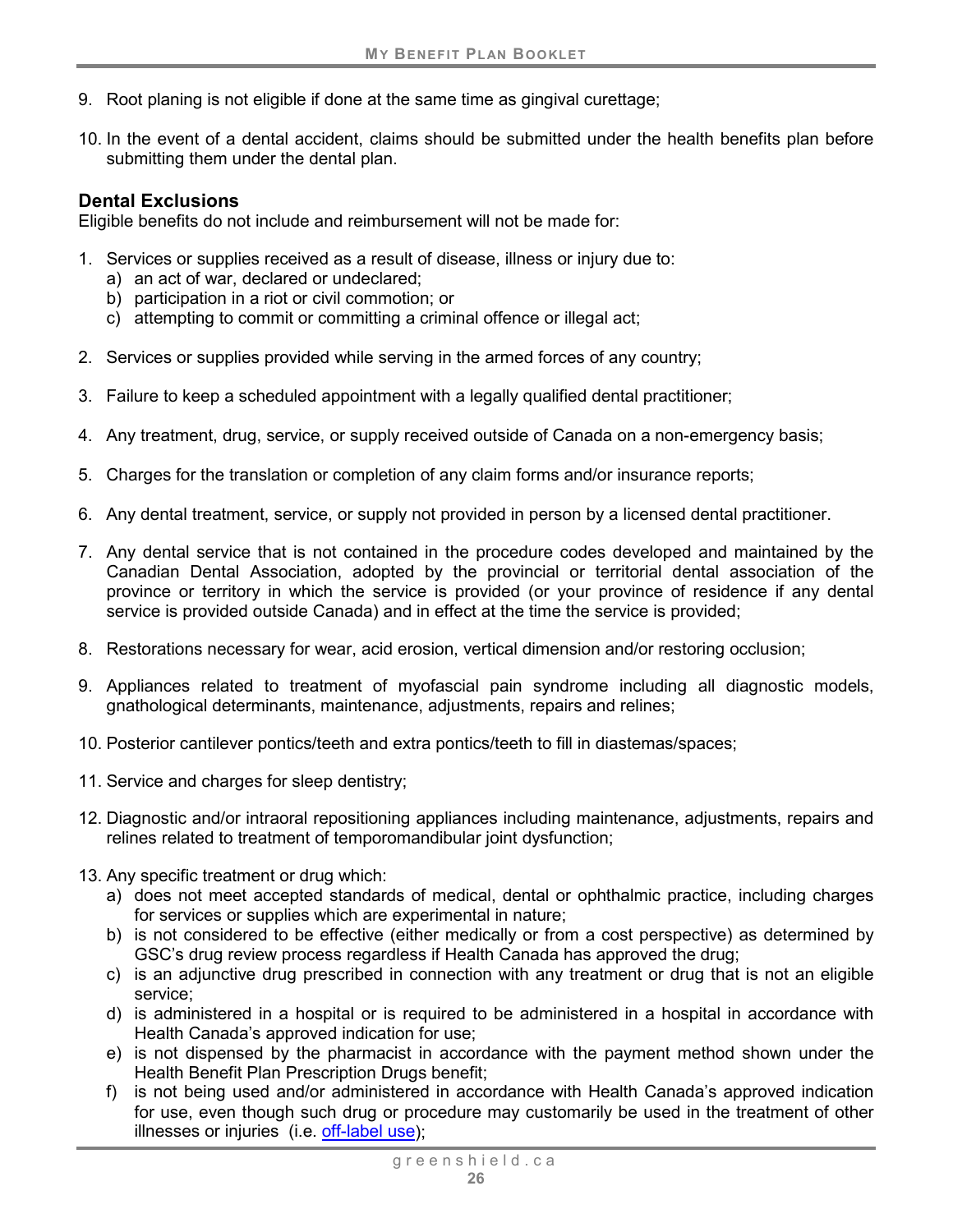9. Root planing is not eligible if done at the same time as gingival curettage;

10. In the event of a dental accident, claims should be submitted under the health benefits plan before submitting them under the dental plan.

### Dental Exclusions

Eligible benefits do not include and reimbursement will not be made for:

1. Services or supplies received as a result of disease, illness or injury due to:
   a) an act of war, declared or undeclared;
   b) participation in a riot or civil commotion; or
   c) attempting to commit or committing a criminal offence or illegal act;

2. Services or supplies provided while serving in the armed forces of any country;

3. Failure to keep a scheduled appointment with a legally qualified dental practitioner;

4. Any treatment, drug, service, or supply received outside of Canada on a non-emergency basis;

5. Charges for the translation or completion of any claim forms and/or insurance reports;

6. Any dental treatment, service, or supply not provided in person by a licensed dental practitioner.

7. Any dental service that is not contained in the procedure codes developed and maintained by the Canadian Dental Association, adopted by the provincial or territorial dental association of the province or territory in which the service is provided (or your province of residence if any dental service is provided outside Canada) and in effect at the time the service is provided;

8. Restorations necessary for wear, acid erosion, vertical dimension and/or restoring occlusion;

9. Appliances related to treatment of myofascial pain syndrome including all diagnostic models, gnathological determinants, maintenance, adjustments, repairs and relines;

10. Posterior cantilever pontics/teeth and extra pontics/teeth to fill in diastemas/spaces;

11. Service and charges for sleep dentistry;

12. Diagnostic and/or intraoral repositioning appliances including maintenance, adjustments, repairs and relines related to treatment of temporomandibular joint dysfunction;

13. Any specific treatment or drug which:
    a) does not meet accepted standards of medical, dental or ophthalmic practice, including charges for services or supplies which are experimental in nature;
    b) is not considered to be effective (either medically or from a cost perspective) as determined by GSC's drug review process regardless if Health Canada has approved the drug;
    c) is an adjunctive drug prescribed in connection with any treatment or drug that is not an eligible service;
    d) is administered in a hospital or is required to be administered in a hospital in accordance with Health Canada's approved indication for use;
    e) is not dispensed by the pharmacist in accordance with the payment method shown under the Health Benefit Plan Prescription Drugs benefit;
    f) is not being used and/or administered in accordance with Health Canada's approved indication for use, even though such drug or procedure may customarily be used in the treatment of other illnesses or injuries (i.e. off-label use);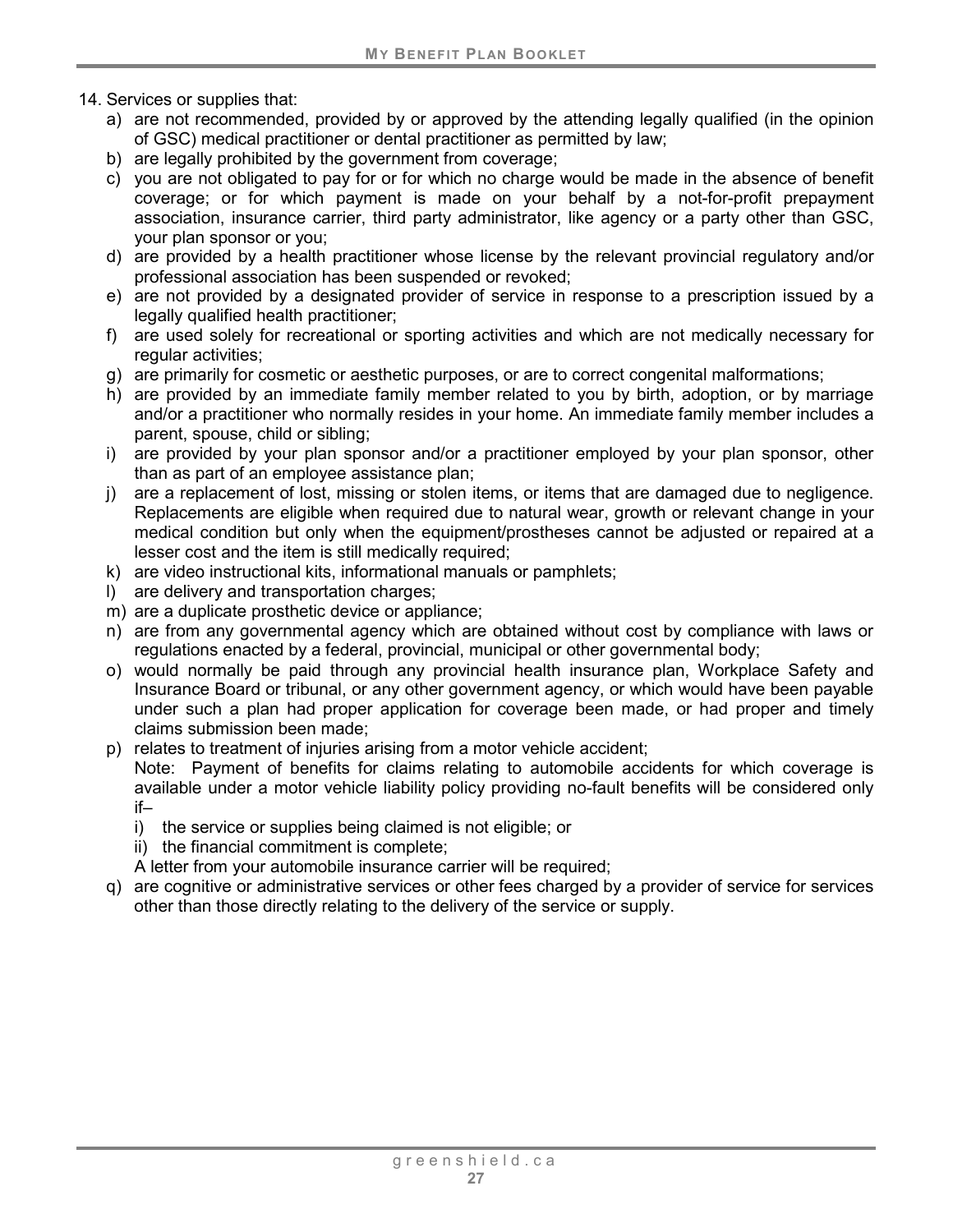14. Services or supplies that:
    a) are not recommended, provided by or approved by the attending legally qualified (in the opinion of GSC) medical practitioner or dental practitioner as permitted by law;
    b) are legally prohibited by the government from coverage;
    c) you are not obligated to pay for or for which no charge would be made in the absence of benefit coverage; or for which payment is made on your behalf by a not-for-profit prepayment association, insurance carrier, third party administrator, like agency or a party other than GSC, your plan sponsor or you;
    d) are provided by a health practitioner whose license by the relevant provincial regulatory and/or professional association has been suspended or revoked;
    e) are not provided by a designated provider of service in response to a prescription issued by a legally qualified health practitioner;
    f) are used solely for recreational or sporting activities and which are not medically necessary for regular activities;
    g) are primarily for cosmetic or aesthetic purposes, or are to correct congenital malformations;
    h) are provided by an immediate family member related to you by birth, adoption, or by marriage and/or a practitioner who normally resides in your home. An immediate family member includes a parent, spouse, child or sibling;
    i) are provided by your plan sponsor and/or a practitioner employed by your plan sponsor, other than as part of an employee assistance plan;
    j) are a replacement of lost, missing or stolen items, or items that are damaged due to negligence. Replacements are eligible when required due to natural wear, growth or relevant change in your medical condition but only when the equipment/prostheses cannot be adjusted or repaired at a lesser cost and the item is still medically required;
    k) are video instructional kits, informational manuals or pamphlets;
    l) are delivery and transportation charges;
    m) are a duplicate prosthetic device or appliance;
    n) are from any governmental agency which are obtained without cost by compliance with laws or regulations enacted by a federal, provincial, municipal or other governmental body;
    o) would normally be paid through any provincial health insurance plan, Workplace Safety and Insurance Board or tribunal, or any other government agency, or which would have been payable under such a plan had proper application for coverage been made, or had proper and timely claims submission been made;
    p) relates to treatment of injuries arising from a motor vehicle accident;
       Note: Payment of benefits for claims relating to automobile accidents for which coverage is available under a motor vehicle liability policy providing no-fault benefits will be considered only if–
       i) the service or supplies being claimed is not eligible; or
       ii) the financial commitment is complete;

       A letter from your automobile insurance carrier will be required;
    q) are cognitive or administrative services or other fees charged by a provider of service for services other than those directly relating to the delivery of the service or supply.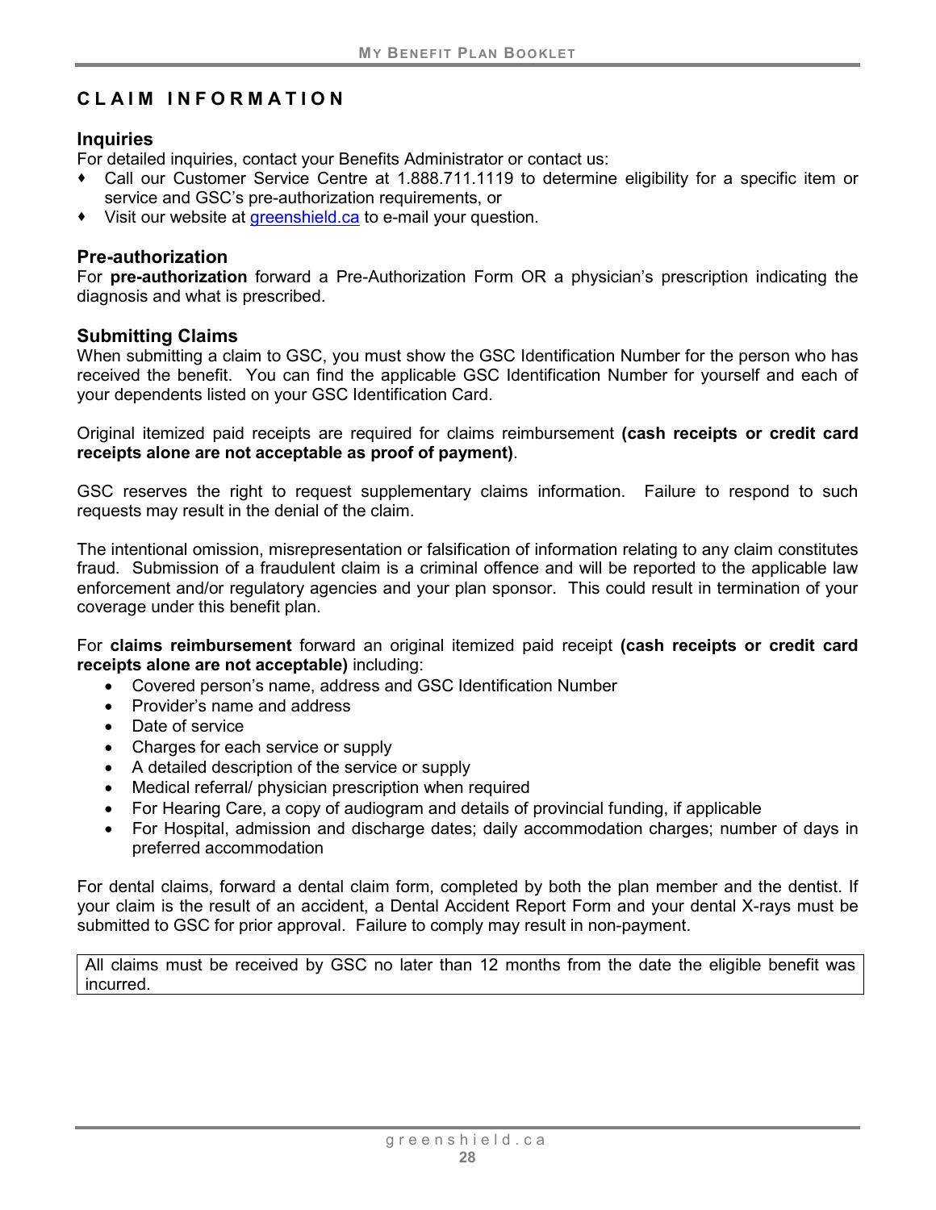## CLAIM INFORMATION

### Inquiries

For detailed inquiries, contact your Benefits Administrator or contact us:

- Call our Customer Service Centre at 1.888.711.1119 to determine eligibility for a specific item or service and GSC's pre-authorization requirements, or
- Visit our website at greenshield.ca to e-mail your question.

### Pre-authorization

For **pre-authorization** forward a Pre-Authorization Form OR a physician's prescription indicating the diagnosis and what is prescribed.

### Submitting Claims

When submitting a claim to GSC, you must show the GSC Identification Number for the person who has received the benefit. You can find the applicable GSC Identification Number for yourself and each of your dependents listed on your GSC Identification Card.

Original itemized paid receipts are required for claims reimbursement **(cash receipts or credit card receipts alone are not acceptable as proof of payment)**.

GSC reserves the right to request supplementary claims information. Failure to respond to such requests may result in the denial of the claim.

The intentional omission, misrepresentation or falsification of information relating to any claim constitutes fraud. Submission of a fraudulent claim is a criminal offence and will be reported to the applicable law enforcement and/or regulatory agencies and your plan sponsor. This could result in termination of your coverage under this benefit plan.

For **claims reimbursement** forward an original itemized paid receipt **(cash receipts or credit card receipts alone are not acceptable)** including:

- Covered person's name, address and GSC Identification Number
- Provider's name and address
- Date of service
- Charges for each service or supply
- A detailed description of the service or supply
- Medical referral/ physician prescription when required
- For Hearing Care, a copy of audiogram and details of provincial funding, if applicable
- For Hospital, admission and discharge dates; daily accommodation charges; number of days in preferred accommodation

For dental claims, forward a dental claim form, completed by both the plan member and the dentist. If your claim is the result of an accident, a Dental Accident Report Form and your dental X-rays must be submitted to GSC for prior approval. Failure to comply may result in non-payment.

All claims must be received by GSC no later than 12 months from the date the eligible benefit was incurred.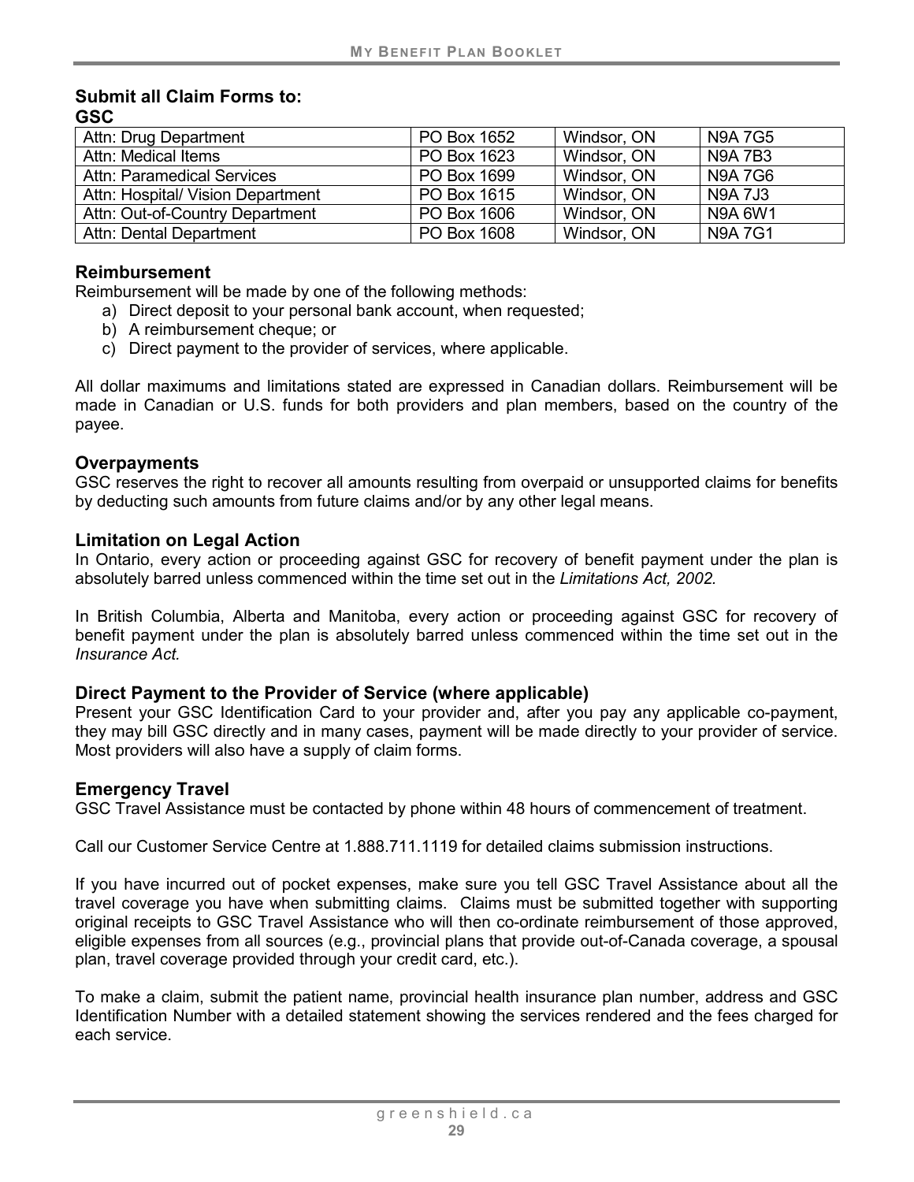## Submit all Claim Forms to:

**GSC**

| Attn: Drug Department | PO Box 1652 | Windsor, ON | N9A 7G5 |
|---|---|---|---|
| Attn: Medical Items | PO Box 1623 | Windsor, ON | N9A 7B3 |
| Attn: Paramedical Services | PO Box 1699 | Windsor, ON | N9A 7G6 |
| Attn: Hospital/ Vision Department | PO Box 1615 | Windsor, ON | N9A 7J3 |
| Attn: Out-of-Country Department | PO Box 1606 | Windsor, ON | N9A 6W1 |
| Attn: Dental Department | PO Box 1608 | Windsor, ON | N9A 7G1 |

### Reimbursement

Reimbursement will be made by one of the following methods:

a) Direct deposit to your personal bank account, when requested;
b) A reimbursement cheque; or
c) Direct payment to the provider of services, where applicable.

All dollar maximums and limitations stated are expressed in Canadian dollars. Reimbursement will be made in Canadian or U.S. funds for both providers and plan members, based on the country of the payee.

### Overpayments

GSC reserves the right to recover all amounts resulting from overpaid or unsupported claims for benefits by deducting such amounts from future claims and/or by any other legal means.

### Limitation on Legal Action

In Ontario, every action or proceeding against GSC for recovery of benefit payment under the plan is absolutely barred unless commenced within the time set out in the *Limitations Act, 2002.*

In British Columbia, Alberta and Manitoba, every action or proceeding against GSC for recovery of benefit payment under the plan is absolutely barred unless commenced within the time set out in the *Insurance Act.*

### Direct Payment to the Provider of Service (where applicable)

Present your GSC Identification Card to your provider and, after you pay any applicable co-payment, they may bill GSC directly and in many cases, payment will be made directly to your provider of service. Most providers will also have a supply of claim forms.

### Emergency Travel

GSC Travel Assistance must be contacted by phone within 48 hours of commencement of treatment.

Call our Customer Service Centre at 1.888.711.1119 for detailed claims submission instructions.

If you have incurred out of pocket expenses, make sure you tell GSC Travel Assistance about all the travel coverage you have when submitting claims. Claims must be submitted together with supporting original receipts to GSC Travel Assistance who will then co-ordinate reimbursement of those approved, eligible expenses from all sources (e.g., provincial plans that provide out-of-Canada coverage, a spousal plan, travel coverage provided through your credit card, etc.).

To make a claim, submit the patient name, provincial health insurance plan number, address and GSC Identification Number with a detailed statement showing the services rendered and the fees charged for each service.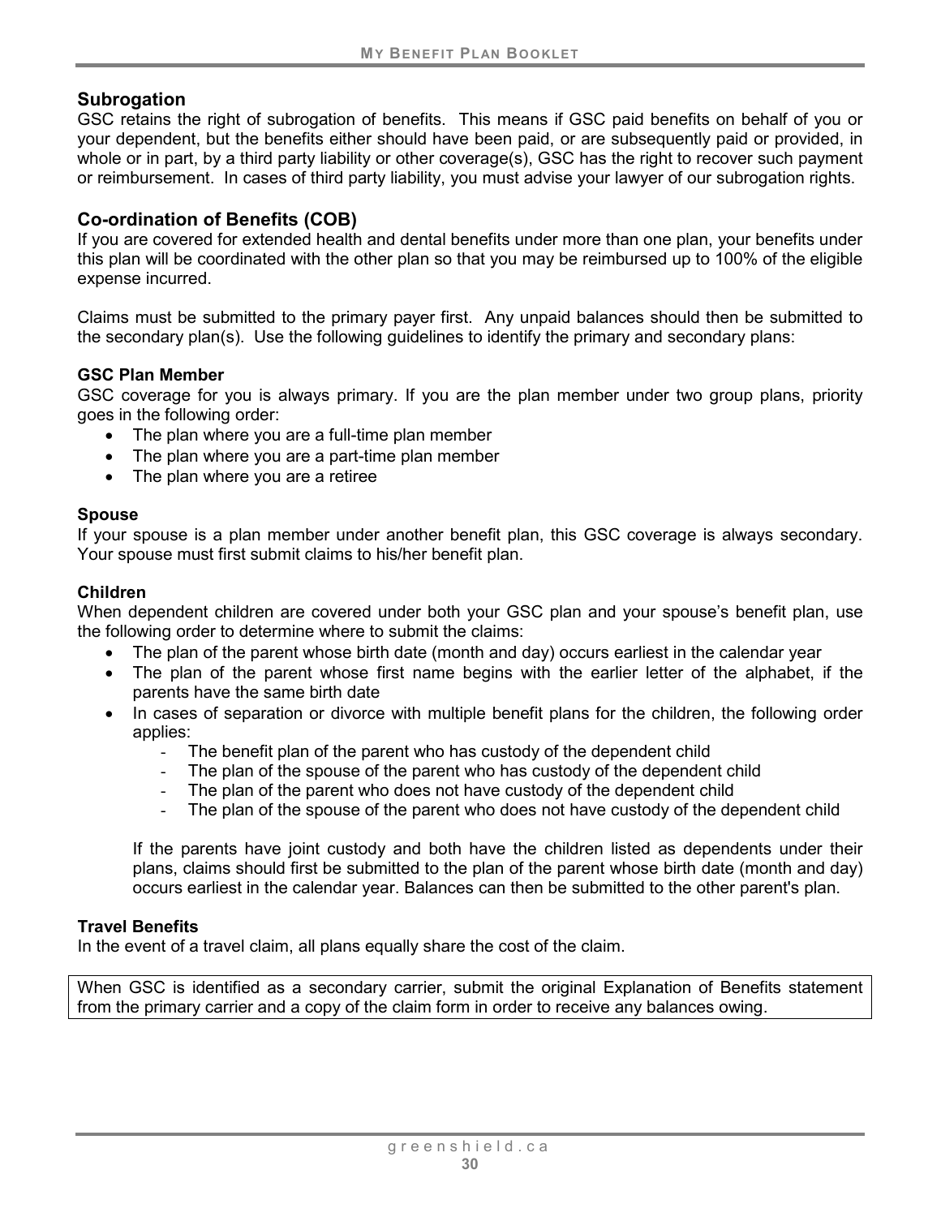## Subrogation

GSC retains the right of subrogation of benefits. This means if GSC paid benefits on behalf of you or your dependent, but the benefits either should have been paid, or are subsequently paid or provided, in whole or in part, by a third party liability or other coverage(s), GSC has the right to recover such payment or reimbursement. In cases of third party liability, you must advise your lawyer of our subrogation rights.

## Co-ordination of Benefits (COB)

If you are covered for extended health and dental benefits under more than one plan, your benefits under this plan will be coordinated with the other plan so that you may be reimbursed up to 100% of the eligible expense incurred.

Claims must be submitted to the primary payer first. Any unpaid balances should then be submitted to the secondary plan(s). Use the following guidelines to identify the primary and secondary plans:

### GSC Plan Member

GSC coverage for you is always primary. If you are the plan member under two group plans, priority goes in the following order:

- The plan where you are a full-time plan member
- The plan where you are a part-time plan member
- The plan where you are a retiree

### Spouse

If your spouse is a plan member under another benefit plan, this GSC coverage is always secondary. Your spouse must first submit claims to his/her benefit plan.

### Children

When dependent children are covered under both your GSC plan and your spouse's benefit plan, use the following order to determine where to submit the claims:

- The plan of the parent whose birth date (month and day) occurs earliest in the calendar year
- The plan of the parent whose first name begins with the earlier letter of the alphabet, if the parents have the same birth date
- In cases of separation or divorce with multiple benefit plans for the children, the following order applies:
  - The benefit plan of the parent who has custody of the dependent child
  - The plan of the spouse of the parent who has custody of the dependent child
  - The plan of the parent who does not have custody of the dependent child
  - The plan of the spouse of the parent who does not have custody of the dependent child

  If the parents have joint custody and both have the children listed as dependents under their plans, claims should first be submitted to the plan of the parent whose birth date (month and day) occurs earliest in the calendar year. Balances can then be submitted to the other parent's plan.

### Travel Benefits

In the event of a travel claim, all plans equally share the cost of the claim.

When GSC is identified as a secondary carrier, submit the original Explanation of Benefits statement from the primary carrier and a copy of the claim form in order to receive any balances owing.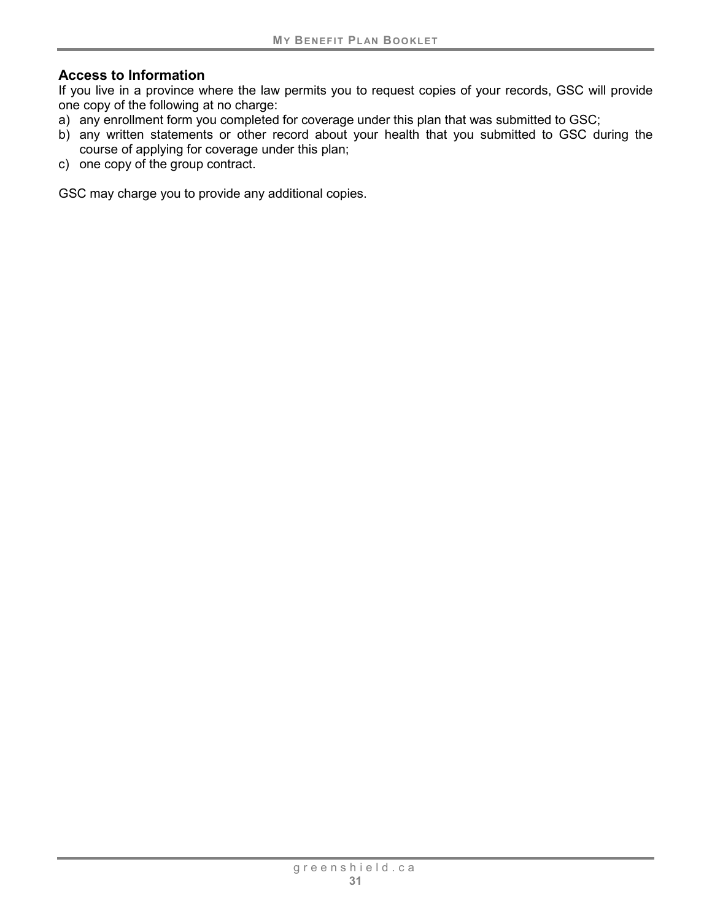### Access to Information

If you live in a province where the law permits you to request copies of your records, GSC will provide one copy of the following at no charge:

a) any enrollment form you completed for coverage under this plan that was submitted to GSC;
b) any written statements or other record about your health that you submitted to GSC during the course of applying for coverage under this plan;
c) one copy of the group contract.

GSC may charge you to provide any additional copies.